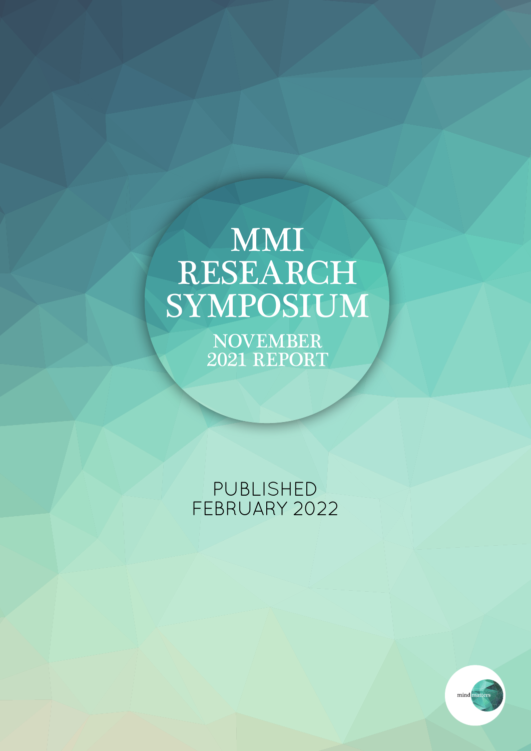# MMI RESEARCH SYMPOSIUM

## NOVEMBER 2021 REPORT

PUBLISHED FEBRUARY 2022

mind matters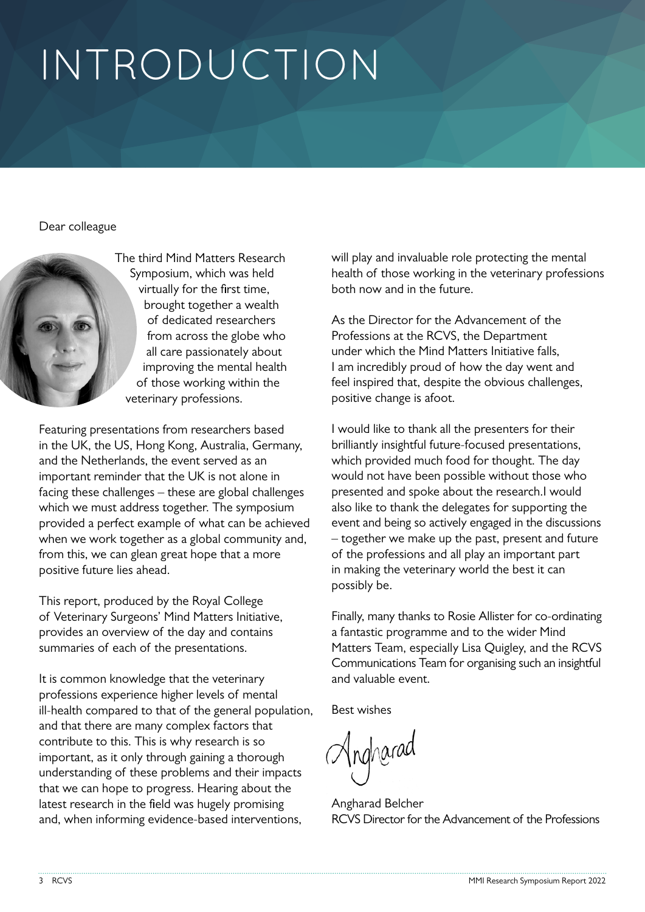# INTRODUCTION

Dear colleague

The third Mind Matters Research Symposium, which was held virtually for the first time, brought together a wealth of dedicated researchers from across the globe who all care passionately about improving the mental health of those working within the veterinary professions.

Featuring presentations from researchers based in the UK, the US, Hong Kong, Australia, Germany, and the Netherlands, the event served as an important reminder that the UK is not alone in facing these challenges – these are global challenges which we must address together. The symposium provided a perfect example of what can be achieved when we work together as a global community and, from this, we can glean great hope that a more positive future lies ahead.

This report, produced by the Royal College of Veterinary Surgeons' Mind Matters Initiative, provides an overview of the day and contains summaries of each of the presentations.

It is common knowledge that the veterinary professions experience higher levels of mental ill-health compared to that of the general population, and that there are many complex factors that contribute to this. This is why research is so important, as it only through gaining a thorough understanding of these problems and their impacts that we can hope to progress. Hearing about the latest research in the field was hugely promising and, when informing evidence-based interventions, will play and invaluable role protecting the mental health of those working in the veterinary professions both now and in the future.

As the Director for the Advancement of the Professions at the RCVS, the Department under which the Mind Matters Initiative falls, I am incredibly proud of how the day went and feel inspired that, despite the obvious challenges, positive change is afoot.

I would like to thank all the presenters for their brilliantly insightful future-focused presentations, which provided much food for thought. The day would not have been possible without those who presented and spoke about the research.I would also like to thank the delegates for supporting the event and being so actively engaged in the discussions – together we make up the past, present and future of the professions and all play an important part in making the veterinary world the best it can possibly be.

Finally, many thanks to Rosie Allister for co-ordinating a fantastic programme and to the wider Mind Matters Team, especially Lisa Quigley, and the RCVS Communications Team for organising such an insightful and valuable event.

Best wishes

Angharad

Angharad Belcher
RCVS Director for the Advancement of the Professions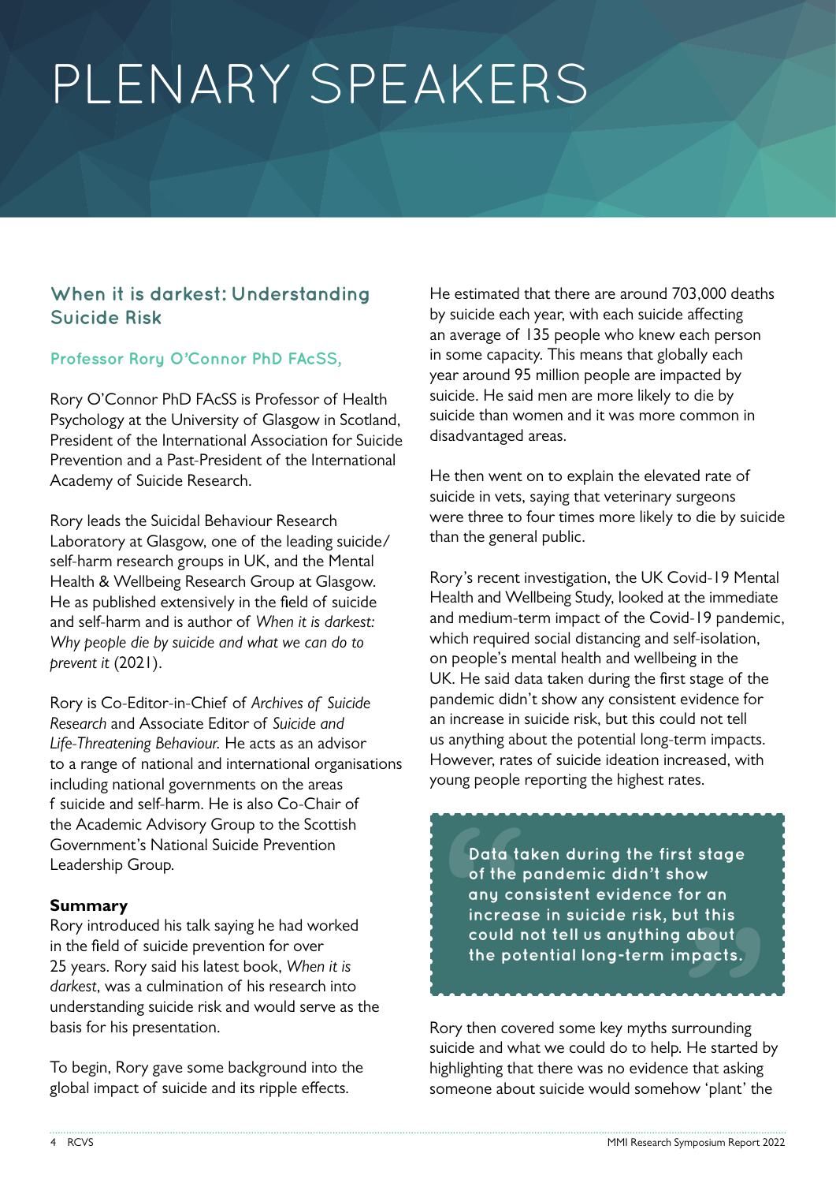# PLENARY SPEAKERS

## When it is darkest: Understanding Suicide Risk

### Professor Rory O'Connor PhD FAcSS,

Rory O'Connor PhD FAcSS is Professor of Health Psychology at the University of Glasgow in Scotland, President of the International Association for Suicide Prevention and a Past-President of the International Academy of Suicide Research.

Rory leads the Suicidal Behaviour Research Laboratory at Glasgow, one of the leading suicide/self-harm research groups in UK, and the Mental Health & Wellbeing Research Group at Glasgow. He as published extensively in the field of suicide and self-harm and is author of *When it is darkest: Why people die by suicide and what we can do to prevent it* (2021).

Rory is Co-Editor-in-Chief of *Archives of Suicide Research* and Associate Editor of *Suicide and Life-Threatening Behaviour.* He acts as an advisor to a range of national and international organisations including national governments on the areas f suicide and self-harm. He is also Co-Chair of the Academic Advisory Group to the Scottish Government's National Suicide Prevention Leadership Group.

**Summary**

Rory introduced his talk saying he had worked in the field of suicide prevention for over 25 years. Rory said his latest book, *When it is darkest*, was a culmination of his research into understanding suicide risk and would serve as the basis for his presentation.

To begin, Rory gave some background into the global impact of suicide and its ripple effects.

He estimated that there are around 703,000 deaths by suicide each year, with each suicide affecting an average of 135 people who knew each person in some capacity. This means that globally each year around 95 million people are impacted by suicide. He said men are more likely to die by suicide than women and it was more common in disadvantaged areas.

He then went on to explain the elevated rate of suicide in vets, saying that veterinary surgeons were three to four times more likely to die by suicide than the general public.

Rory's recent investigation, the UK Covid-19 Mental Health and Wellbeing Study, looked at the immediate and medium-term impact of the Covid-19 pandemic, which required social distancing and self-isolation, on people's mental health and wellbeing in the UK. He said data taken during the first stage of the pandemic didn't show any consistent evidence for an increase in suicide risk, but this could not tell us anything about the potential long-term impacts. However, rates of suicide ideation increased, with young people reporting the highest rates.

> **Data taken during the first stage of the pandemic didn't show any consistent evidence for an increase in suicide risk, but this could not tell us anything about the potential long-term impacts.**

Rory then covered some key myths surrounding suicide and what we could do to help. He started by highlighting that there was no evidence that asking someone about suicide would somehow 'plant' the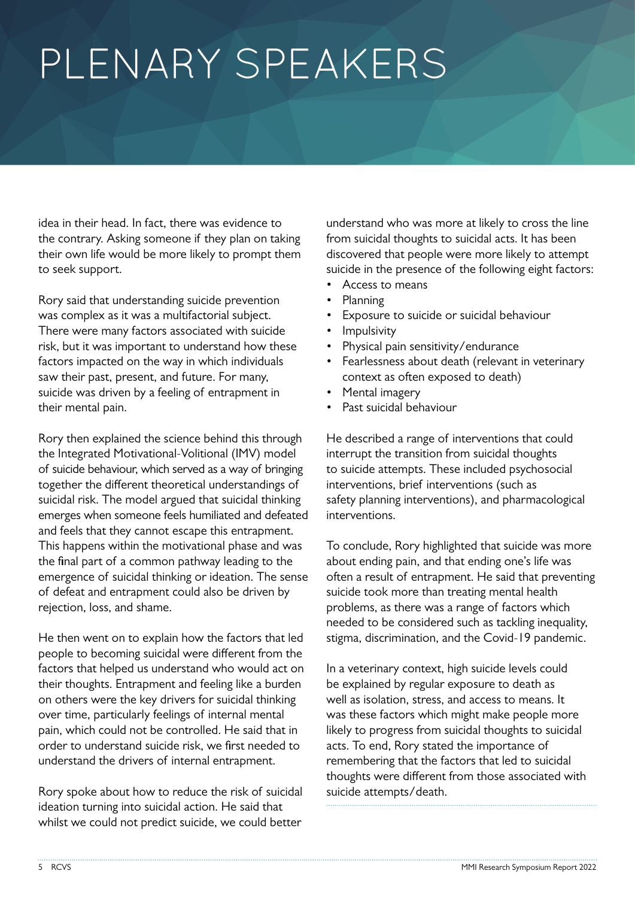# PLENARY SPEAKERS

idea in their head. In fact, there was evidence to the contrary. Asking someone if they plan on taking their own life would be more likely to prompt them to seek support.

Rory said that understanding suicide prevention was complex as it was a multifactorial subject. There were many factors associated with suicide risk, but it was important to understand how these factors impacted on the way in which individuals saw their past, present, and future. For many, suicide was driven by a feeling of entrapment in their mental pain.

Rory then explained the science behind this through the Integrated Motivational-Volitional (IMV) model of suicide behaviour, which served as a way of bringing together the different theoretical understandings of suicidal risk. The model argued that suicidal thinking emerges when someone feels humiliated and defeated and feels that they cannot escape this entrapment. This happens within the motivational phase and was the final part of a common pathway leading to the emergence of suicidal thinking or ideation. The sense of defeat and entrapment could also be driven by rejection, loss, and shame.

He then went on to explain how the factors that led people to becoming suicidal were different from the factors that helped us understand who would act on their thoughts. Entrapment and feeling like a burden on others were the key drivers for suicidal thinking over time, particularly feelings of internal mental pain, which could not be controlled. He said that in order to understand suicide risk, we first needed to understand the drivers of internal entrapment.

Rory spoke about how to reduce the risk of suicidal ideation turning into suicidal action. He said that whilst we could not predict suicide, we could better understand who was more at likely to cross the line from suicidal thoughts to suicidal acts. It has been discovered that people were more likely to attempt suicide in the presence of the following eight factors:

- Access to means
- Planning
- Exposure to suicide or suicidal behaviour
- Impulsivity
- Physical pain sensitivity/endurance
- Fearlessness about death (relevant in veterinary context as often exposed to death)
- Mental imagery
- Past suicidal behaviour

He described a range of interventions that could interrupt the transition from suicidal thoughts to suicide attempts. These included psychosocial interventions, brief interventions (such as safety planning interventions), and pharmacological interventions.

To conclude, Rory highlighted that suicide was more about ending pain, and that ending one's life was often a result of entrapment. He said that preventing suicide took more than treating mental health problems, as there was a range of factors which needed to be considered such as tackling inequality, stigma, discrimination, and the Covid-19 pandemic.

In a veterinary context, high suicide levels could be explained by regular exposure to death as well as isolation, stress, and access to means. It was these factors which might make people more likely to progress from suicidal thoughts to suicidal acts. To end, Rory stated the importance of remembering that the factors that led to suicidal thoughts were different from those associated with suicide attempts/death.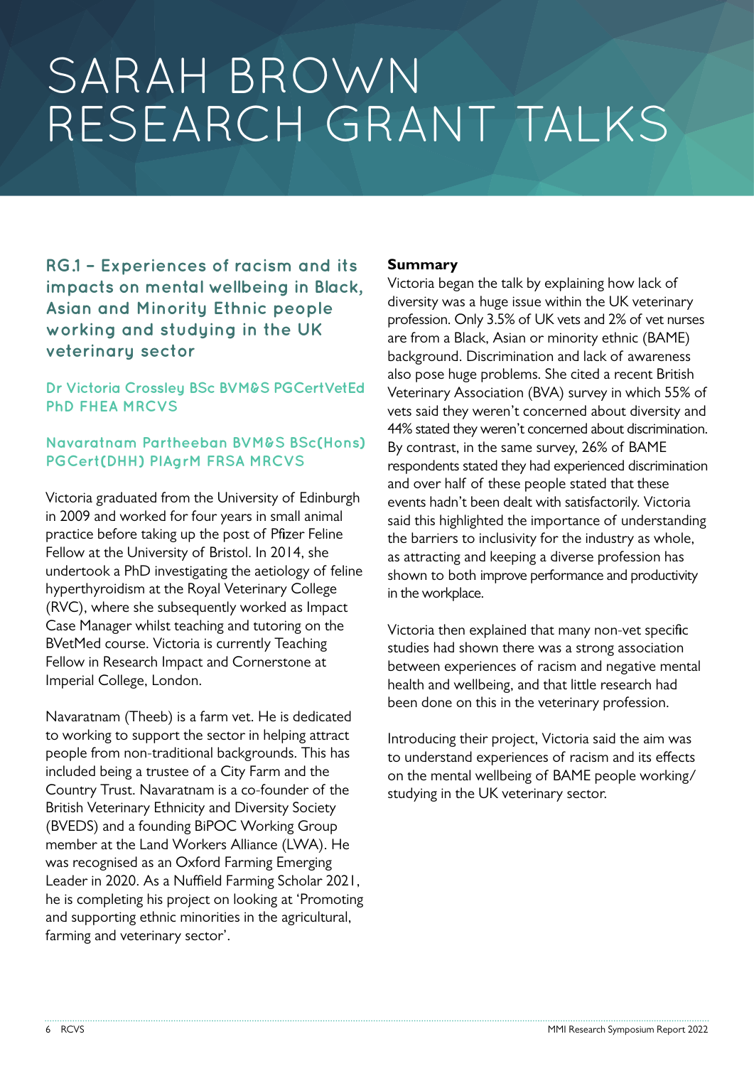# SARAH BROWN RESEARCH GRANT TALKS

## RG.1 – Experiences of racism and its impacts on mental wellbeing in Black, Asian and Minority Ethnic people working and studying in the UK veterinary sector

### Dr Victoria Crossley BSc BVM&S PGCertVetEd PhD FHEA MRCVS

### Navaratnam Partheeban BVM&S BSc(Hons) PGCert(DHH) PIAgrM FRSA MRCVS

Victoria graduated from the University of Edinburgh in 2009 and worked for four years in small animal practice before taking up the post of Pfizer Feline Fellow at the University of Bristol. In 2014, she undertook a PhD investigating the aetiology of feline hyperthyroidism at the Royal Veterinary College (RVC), where she subsequently worked as Impact Case Manager whilst teaching and tutoring on the BVetMed course. Victoria is currently Teaching Fellow in Research Impact and Cornerstone at Imperial College, London.

Navaratnam (Theeb) is a farm vet. He is dedicated to working to support the sector in helping attract people from non-traditional backgrounds. This has included being a trustee of a City Farm and the Country Trust. Navaratnam is a co-founder of the British Veterinary Ethnicity and Diversity Society (BVEDS) and a founding BiPOC Working Group member at the Land Workers Alliance (LWA). He was recognised as an Oxford Farming Emerging Leader in 2020. As a Nuffield Farming Scholar 2021, he is completing his project on looking at 'Promoting and supporting ethnic minorities in the agricultural, farming and veterinary sector'.

**Summary**

Victoria began the talk by explaining how lack of diversity was a huge issue within the UK veterinary profession. Only 3.5% of UK vets and 2% of vet nurses are from a Black, Asian or minority ethnic (BAME) background. Discrimination and lack of awareness also pose huge problems. She cited a recent British Veterinary Association (BVA) survey in which 55% of vets said they weren't concerned about diversity and 44% stated they weren't concerned about discrimination. By contrast, in the same survey, 26% of BAME respondents stated they had experienced discrimination and over half of these people stated that these events hadn't been dealt with satisfactorily. Victoria said this highlighted the importance of understanding the barriers to inclusivity for the industry as whole, as attracting and keeping a diverse profession has shown to both improve performance and productivity in the workplace.

Victoria then explained that many non-vet specific studies had shown there was a strong association between experiences of racism and negative mental health and wellbeing, and that little research had been done on this in the veterinary profession.

Introducing their project, Victoria said the aim was to understand experiences of racism and its effects on the mental wellbeing of BAME people working/studying in the UK veterinary sector.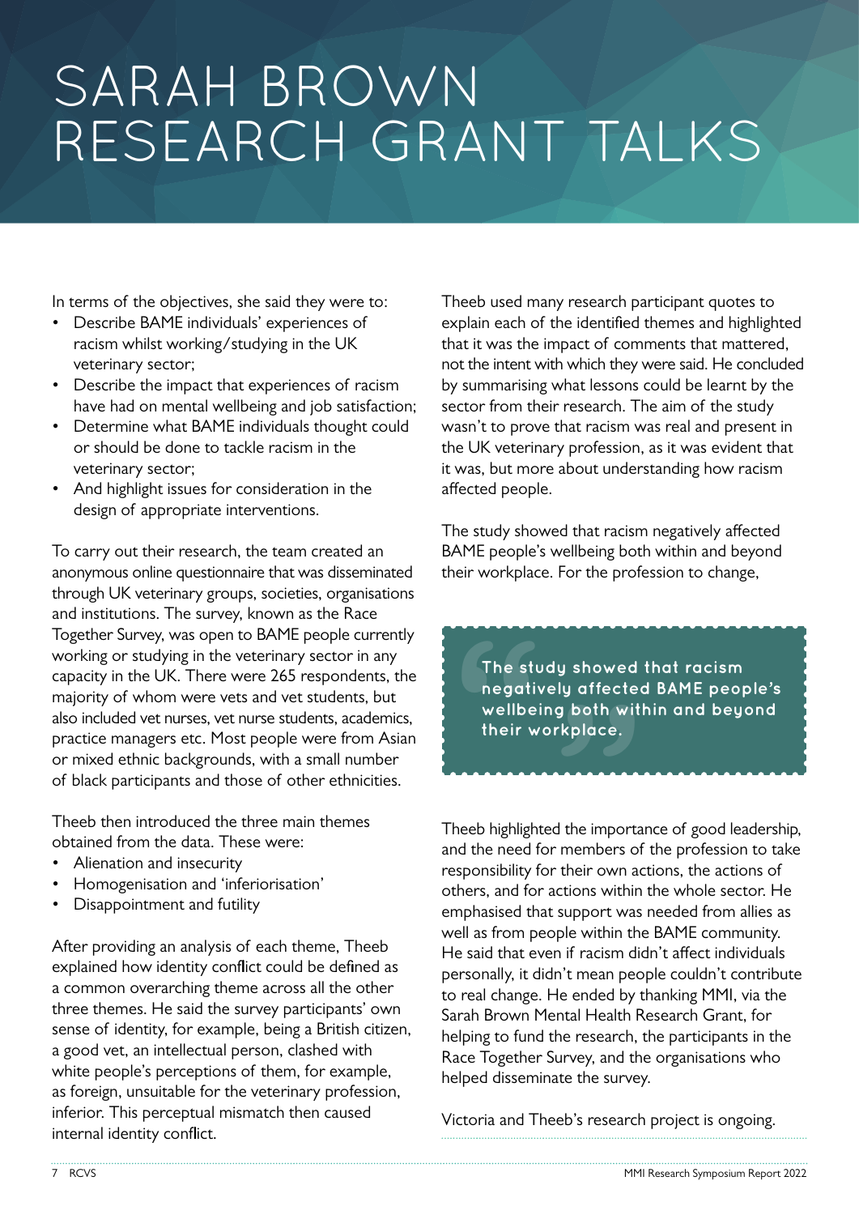# SARAH BROWN RESEARCH GRANT TALKS

In terms of the objectives, she said they were to:

- Describe BAME individuals' experiences of racism whilst working/studying in the UK veterinary sector;
- Describe the impact that experiences of racism have had on mental wellbeing and job satisfaction;
- Determine what BAME individuals thought could or should be done to tackle racism in the veterinary sector;
- And highlight issues for consideration in the design of appropriate interventions.

To carry out their research, the team created an anonymous online questionnaire that was disseminated through UK veterinary groups, societies, organisations and institutions. The survey, known as the Race Together Survey, was open to BAME people currently working or studying in the veterinary sector in any capacity in the UK. There were 265 respondents, the majority of whom were vets and vet students, but also included vet nurses, vet nurse students, academics, practice managers etc. Most people were from Asian or mixed ethnic backgrounds, with a small number of black participants and those of other ethnicities.

Theeb then introduced the three main themes obtained from the data. These were:

- Alienation and insecurity
- Homogenisation and 'inferiorisation'
- Disappointment and futility

After providing an analysis of each theme, Theeb explained how identity conflict could be defined as a common overarching theme across all the other three themes. He said the survey participants' own sense of identity, for example, being a British citizen, a good vet, an intellectual person, clashed with white people's perceptions of them, for example, as foreign, unsuitable for the veterinary profession, inferior. This perceptual mismatch then caused internal identity conflict.

Theeb used many research participant quotes to explain each of the identified themes and highlighted that it was the impact of comments that mattered, not the intent with which they were said. He concluded by summarising what lessons could be learnt by the sector from their research. The aim of the study wasn't to prove that racism was real and present in the UK veterinary profession, as it was evident that it was, but more about understanding how racism affected people.

The study showed that racism negatively affected BAME people's wellbeing both within and beyond their workplace. For the profession to change,

> **The study showed that racism negatively affected BAME people's wellbeing both within and beyond their workplace.**

Theeb highlighted the importance of good leadership, and the need for members of the profession to take responsibility for their own actions, the actions of others, and for actions within the whole sector. He emphasised that support was needed from allies as well as from people within the BAME community. He said that even if racism didn't affect individuals personally, it didn't mean people couldn't contribute to real change. He ended by thanking MMI, via the Sarah Brown Mental Health Research Grant, for helping to fund the research, the participants in the Race Together Survey, and the organisations who helped disseminate the survey.

Victoria and Theeb's research project is ongoing.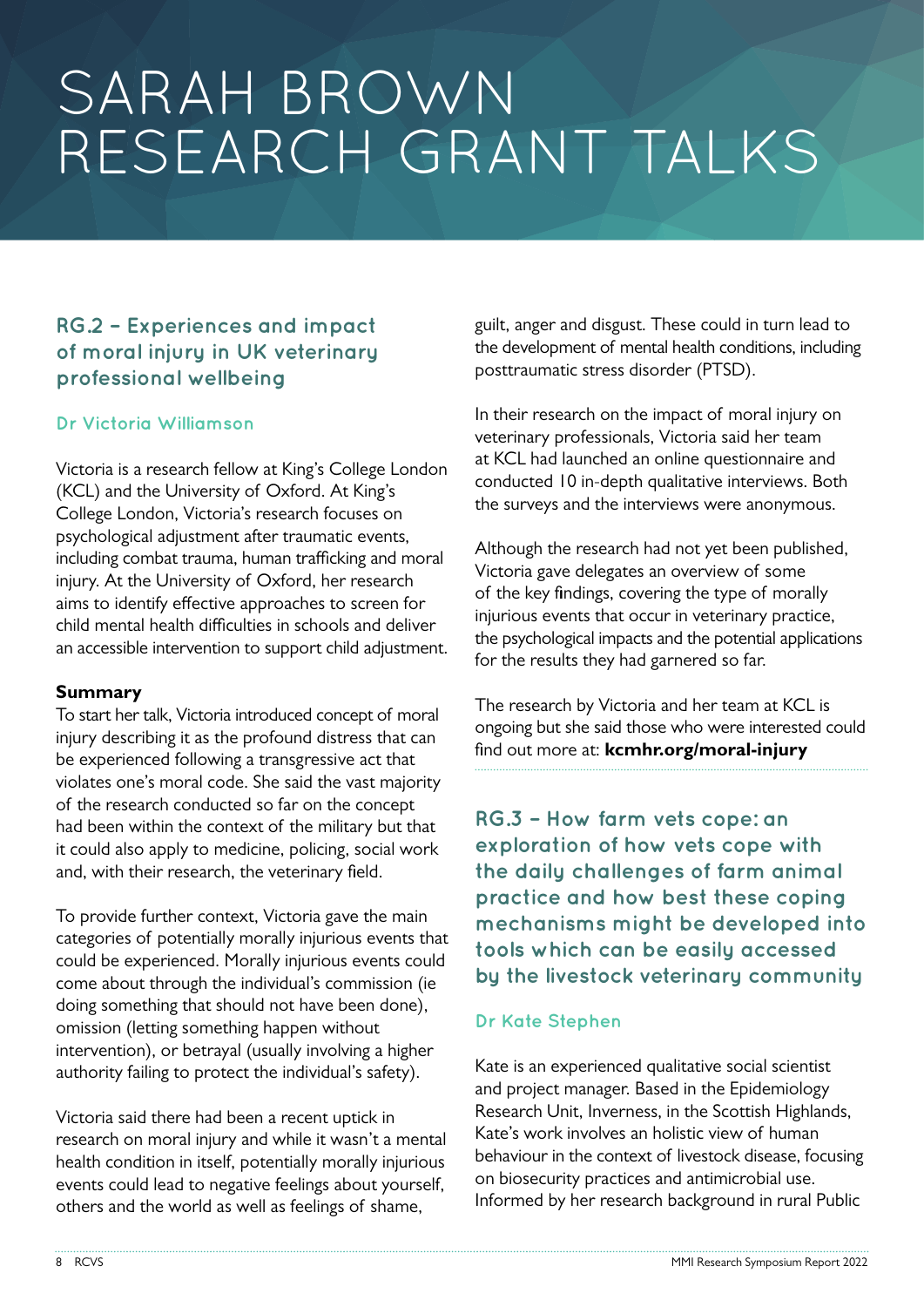# SARAH BROWN RESEARCH GRANT TALKS

## RG.2 – Experiences and impact of moral injury in UK veterinary professional wellbeing

### Dr Victoria Williamson

Victoria is a research fellow at King's College London (KCL) and the University of Oxford. At King's College London, Victoria's research focuses on psychological adjustment after traumatic events, including combat trauma, human trafficking and moral injury. At the University of Oxford, her research aims to identify effective approaches to screen for child mental health difficulties in schools and deliver an accessible intervention to support child adjustment.

**Summary**

To start her talk, Victoria introduced concept of moral injury describing it as the profound distress that can be experienced following a transgressive act that violates one's moral code. She said the vast majority of the research conducted so far on the concept had been within the context of the military but that it could also apply to medicine, policing, social work and, with their research, the veterinary field.

To provide further context, Victoria gave the main categories of potentially morally injurious events that could be experienced. Morally injurious events could come about through the individual's commission (ie doing something that should not have been done), omission (letting something happen without intervention), or betrayal (usually involving a higher authority failing to protect the individual's safety).

Victoria said there had been a recent uptick in research on moral injury and while it wasn't a mental health condition in itself, potentially morally injurious events could lead to negative feelings about yourself, others and the world as well as feelings of shame, guilt, anger and disgust. These could in turn lead to the development of mental health conditions, including posttraumatic stress disorder (PTSD).

In their research on the impact of moral injury on veterinary professionals, Victoria said her team at KCL had launched an online questionnaire and conducted 10 in-depth qualitative interviews. Both the surveys and the interviews were anonymous.

Although the research had not yet been published, Victoria gave delegates an overview of some of the key findings, covering the type of morally injurious events that occur in veterinary practice, the psychological impacts and the potential applications for the results they had garnered so far.

The research by Victoria and her team at KCL is ongoing but she said those who were interested could find out more at: **kcmhr.org/moral-injury**

## RG.3 – How farm vets cope: an exploration of how vets cope with the daily challenges of farm animal practice and how best these coping mechanisms might be developed into tools which can be easily accessed by the livestock veterinary community

### Dr Kate Stephen

Kate is an experienced qualitative social scientist and project manager. Based in the Epidemiology Research Unit, Inverness, in the Scottish Highlands, Kate's work involves an holistic view of human behaviour in the context of livestock disease, focusing on biosecurity practices and antimicrobial use. Informed by her research background in rural Public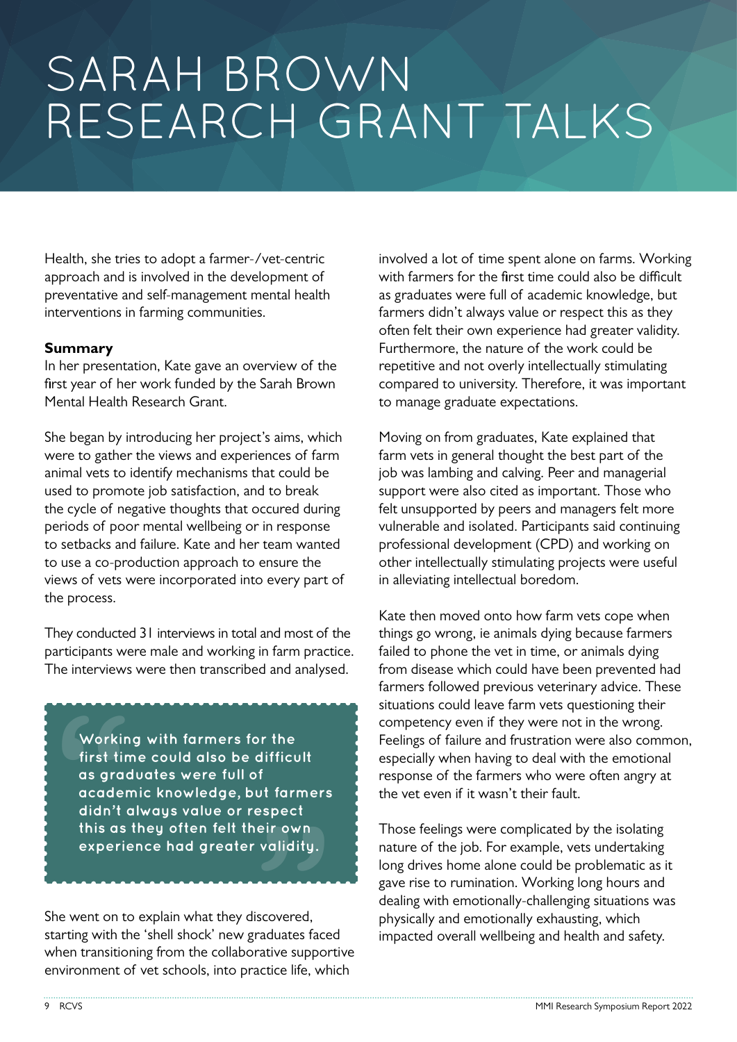# SARAH BROWN RESEARCH GRANT TALKS

Health, she tries to adopt a farmer-/vet-centric approach and is involved in the development of preventative and self-management mental health interventions in farming communities.

**Summary**

In her presentation, Kate gave an overview of the first year of her work funded by the Sarah Brown Mental Health Research Grant.

She began by introducing her project's aims, which were to gather the views and experiences of farm animal vets to identify mechanisms that could be used to promote job satisfaction, and to break the cycle of negative thoughts that occured during periods of poor mental wellbeing or in response to setbacks and failure. Kate and her team wanted to use a co-production approach to ensure the views of vets were incorporated into every part of the process.

They conducted 31 interviews in total and most of the participants were male and working in farm practice. The interviews were then transcribed and analysed.

> **Working with farmers for the first time could also be difficult as graduates were full of academic knowledge, but farmers didn't always value or respect this as they often felt their own experience had greater validity.**

She went on to explain what they discovered, starting with the 'shell shock' new graduates faced when transitioning from the collaborative supportive environment of vet schools, into practice life, which involved a lot of time spent alone on farms. Working with farmers for the first time could also be difficult as graduates were full of academic knowledge, but farmers didn't always value or respect this as they often felt their own experience had greater validity. Furthermore, the nature of the work could be repetitive and not overly intellectually stimulating compared to university. Therefore, it was important to manage graduate expectations.

Moving on from graduates, Kate explained that farm vets in general thought the best part of the job was lambing and calving. Peer and managerial support were also cited as important. Those who felt unsupported by peers and managers felt more vulnerable and isolated. Participants said continuing professional development (CPD) and working on other intellectually stimulating projects were useful in alleviating intellectual boredom.

Kate then moved onto how farm vets cope when things go wrong, ie animals dying because farmers failed to phone the vet in time, or animals dying from disease which could have been prevented had farmers followed previous veterinary advice. These situations could leave farm vets questioning their competency even if they were not in the wrong. Feelings of failure and frustration were also common, especially when having to deal with the emotional response of the farmers who were often angry at the vet even if it wasn't their fault.

Those feelings were complicated by the isolating nature of the job. For example, vets undertaking long drives home alone could be problematic as it gave rise to rumination. Working long hours and dealing with emotionally-challenging situations was physically and emotionally exhausting, which impacted overall wellbeing and health and safety.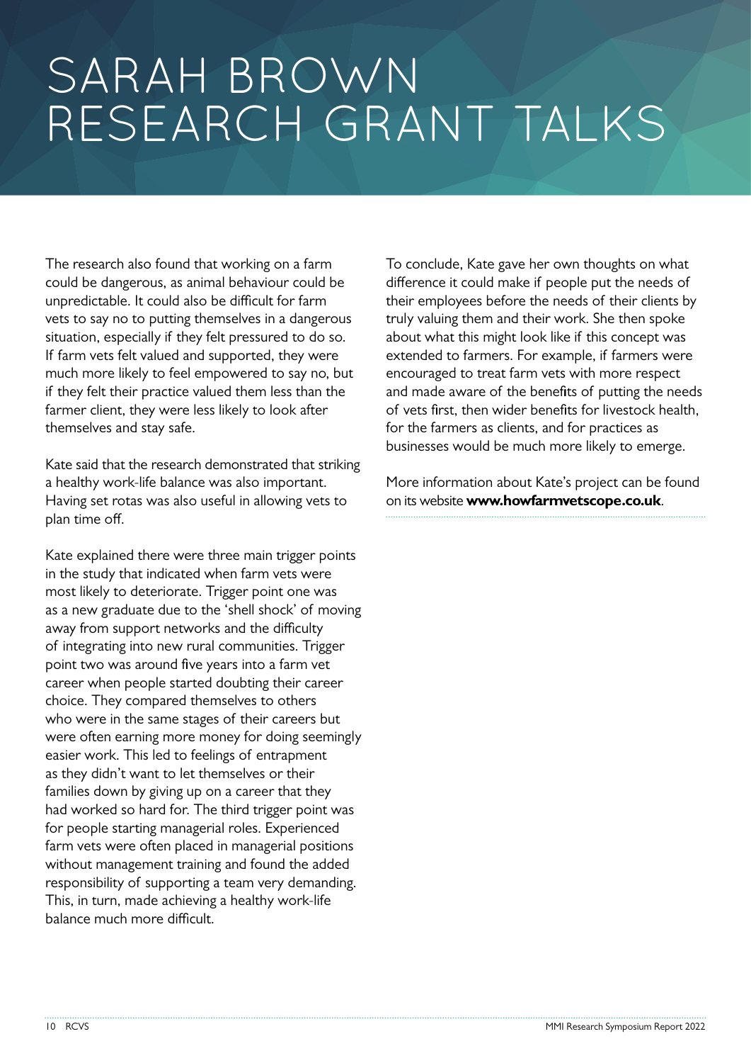# SARAH BROWN RESEARCH GRANT TALKS

The research also found that working on a farm could be dangerous, as animal behaviour could be unpredictable. It could also be difficult for farm vets to say no to putting themselves in a dangerous situation, especially if they felt pressured to do so. If farm vets felt valued and supported, they were much more likely to feel empowered to say no, but if they felt their practice valued them less than the farmer client, they were less likely to look after themselves and stay safe.

Kate said that the research demonstrated that striking a healthy work-life balance was also important. Having set rotas was also useful in allowing vets to plan time off.

Kate explained there were three main trigger points in the study that indicated when farm vets were most likely to deteriorate. Trigger point one was as a new graduate due to the 'shell shock' of moving away from support networks and the difficulty of integrating into new rural communities. Trigger point two was around five years into a farm vet career when people started doubting their career choice. They compared themselves to others who were in the same stages of their careers but were often earning more money for doing seemingly easier work. This led to feelings of entrapment as they didn't want to let themselves or their families down by giving up on a career that they had worked so hard for. The third trigger point was for people starting managerial roles. Experienced farm vets were often placed in managerial positions without management training and found the added responsibility of supporting a team very demanding. This, in turn, made achieving a healthy work-life balance much more difficult.

To conclude, Kate gave her own thoughts on what difference it could make if people put the needs of their employees before the needs of their clients by truly valuing them and their work. She then spoke about what this might look like if this concept was extended to farmers. For example, if farmers were encouraged to treat farm vets with more respect and made aware of the benefits of putting the needs of vets first, then wider benefits for livestock health, for the farmers as clients, and for practices as businesses would be much more likely to emerge.

More information about Kate's project can be found on its website **www.howfarmvetscope.co.uk**.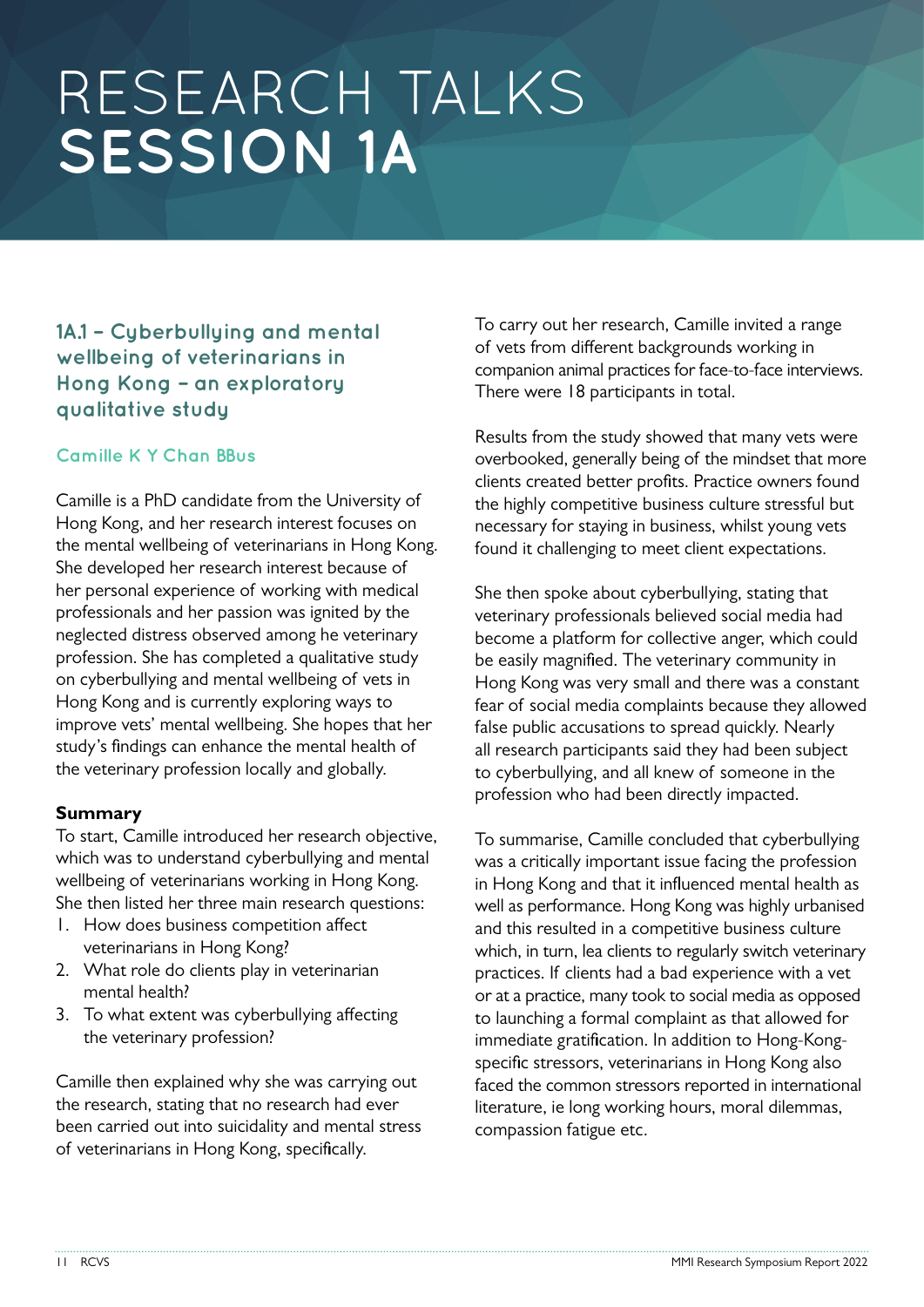# RESEARCH TALKS **SESSION 1A**

## 1A.1 – Cyberbullying and mental wellbeing of veterinarians in Hong Kong – an exploratory qualitative study

### Camille K Y Chan BBus

Camille is a PhD candidate from the University of Hong Kong, and her research interest focuses on the mental wellbeing of veterinarians in Hong Kong. She developed her research interest because of her personal experience of working with medical professionals and her passion was ignited by the neglected distress observed among he veterinary profession. She has completed a qualitative study on cyberbullying and mental wellbeing of vets in Hong Kong and is currently exploring ways to improve vets' mental wellbeing. She hopes that her study's findings can enhance the mental health of the veterinary profession locally and globally.

**Summary**

To start, Camille introduced her research objective, which was to understand cyberbullying and mental wellbeing of veterinarians working in Hong Kong. She then listed her three main research questions:

1. How does business competition affect veterinarians in Hong Kong?
2. What role do clients play in veterinarian mental health?
3. To what extent was cyberbullying affecting the veterinary profession?

Camille then explained why she was carrying out the research, stating that no research had ever been carried out into suicidality and mental stress of veterinarians in Hong Kong, specifically.

To carry out her research, Camille invited a range of vets from different backgrounds working in companion animal practices for face-to-face interviews. There were 18 participants in total.

Results from the study showed that many vets were overbooked, generally being of the mindset that more clients created better profits. Practice owners found the highly competitive business culture stressful but necessary for staying in business, whilst young vets found it challenging to meet client expectations.

She then spoke about cyberbullying, stating that veterinary professionals believed social media had become a platform for collective anger, which could be easily magnified. The veterinary community in Hong Kong was very small and there was a constant fear of social media complaints because they allowed false public accusations to spread quickly. Nearly all research participants said they had been subject to cyberbullying, and all knew of someone in the profession who had been directly impacted.

To summarise, Camille concluded that cyberbullying was a critically important issue facing the profession in Hong Kong and that it influenced mental health as well as performance. Hong Kong was highly urbanised and this resulted in a competitive business culture which, in turn, lea clients to regularly switch veterinary practices. If clients had a bad experience with a vet or at a practice, many took to social media as opposed to launching a formal complaint as that allowed for immediate gratification. In addition to Hong-Kong-specific stressors, veterinarians in Hong Kong also faced the common stressors reported in international literature, ie long working hours, moral dilemmas, compassion fatigue etc.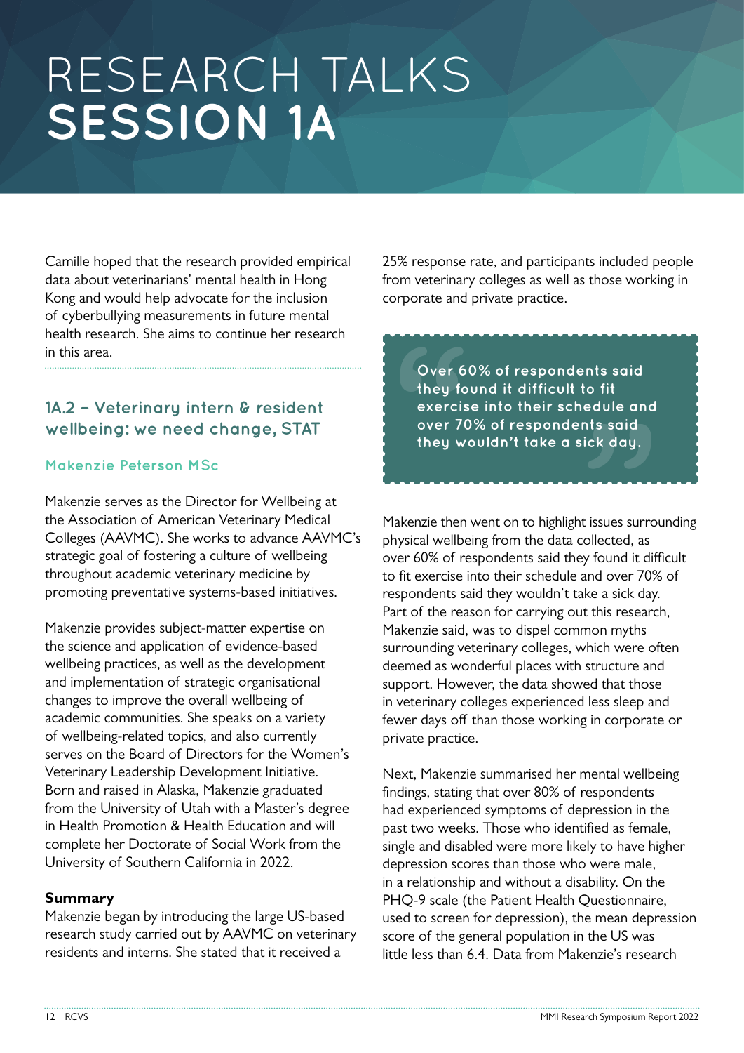# RESEARCH TALKS
# SESSION 1A

Camille hoped that the research provided empirical data about veterinarians' mental health in Hong Kong and would help advocate for the inclusion of cyberbullying measurements in future mental health research. She aims to continue her research in this area.

## 1A.2 – Veterinary intern & resident wellbeing: we need change, STAT

### Makenzie Peterson MSc

Makenzie serves as the Director for Wellbeing at the Association of American Veterinary Medical Colleges (AAVMC). She works to advance AAVMC's strategic goal of fostering a culture of wellbeing throughout academic veterinary medicine by promoting preventative systems-based initiatives.

Makenzie provides subject-matter expertise on the science and application of evidence-based wellbeing practices, as well as the development and implementation of strategic organisational changes to improve the overall wellbeing of academic communities. She speaks on a variety of wellbeing-related topics, and also currently serves on the Board of Directors for the Women's Veterinary Leadership Development Initiative. Born and raised in Alaska, Makenzie graduated from the University of Utah with a Master's degree in Health Promotion & Health Education and will complete her Doctorate of Social Work from the University of Southern California in 2022.

**Summary**

Makenzie began by introducing the large US-based research study carried out by AAVMC on veterinary residents and interns. She stated that it received a 25% response rate, and participants included people from veterinary colleges as well as those working in corporate and private practice.

> **Over 60% of respondents said they found it difficult to fit exercise into their schedule and over 70% of respondents said they wouldn't take a sick day.**

Makenzie then went on to highlight issues surrounding physical wellbeing from the data collected, as over 60% of respondents said they found it difficult to fit exercise into their schedule and over 70% of respondents said they wouldn't take a sick day. Part of the reason for carrying out this research, Makenzie said, was to dispel common myths surrounding veterinary colleges, which were often deemed as wonderful places with structure and support. However, the data showed that those in veterinary colleges experienced less sleep and fewer days off than those working in corporate or private practice.

Next, Makenzie summarised her mental wellbeing findings, stating that over 80% of respondents had experienced symptoms of depression in the past two weeks. Those who identified as female, single and disabled were more likely to have higher depression scores than those who were male, in a relationship and without a disability. On the PHQ-9 scale (the Patient Health Questionnaire, used to screen for depression), the mean depression score of the general population in the US was little less than 6.4. Data from Makenzie's research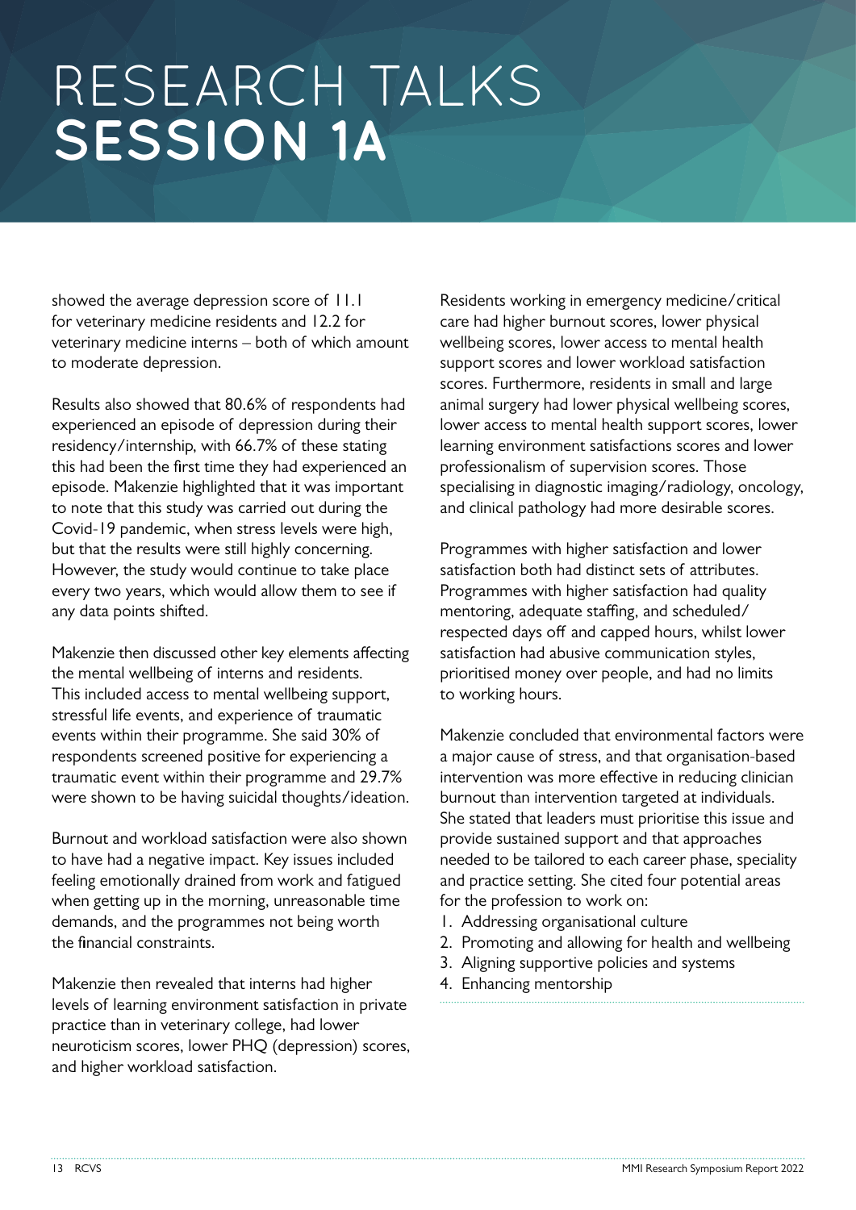# RESEARCH TALKS **SESSION 1A**

showed the average depression score of 11.1 for veterinary medicine residents and 12.2 for veterinary medicine interns – both of which amount to moderate depression.

Results also showed that 80.6% of respondents had experienced an episode of depression during their residency/internship, with 66.7% of these stating this had been the first time they had experienced an episode. Makenzie highlighted that it was important to note that this study was carried out during the Covid-19 pandemic, when stress levels were high, but that the results were still highly concerning. However, the study would continue to take place every two years, which would allow them to see if any data points shifted.

Makenzie then discussed other key elements affecting the mental wellbeing of interns and residents. This included access to mental wellbeing support, stressful life events, and experience of traumatic events within their programme. She said 30% of respondents screened positive for experiencing a traumatic event within their programme and 29.7% were shown to be having suicidal thoughts/ideation.

Burnout and workload satisfaction were also shown to have had a negative impact. Key issues included feeling emotionally drained from work and fatigued when getting up in the morning, unreasonable time demands, and the programmes not being worth the financial constraints.

Makenzie then revealed that interns had higher levels of learning environment satisfaction in private practice than in veterinary college, had lower neuroticism scores, lower PHQ (depression) scores, and higher workload satisfaction.

Residents working in emergency medicine/critical care had higher burnout scores, lower physical wellbeing scores, lower access to mental health support scores and lower workload satisfaction scores. Furthermore, residents in small and large animal surgery had lower physical wellbeing scores, lower access to mental health support scores, lower learning environment satisfactions scores and lower professionalism of supervision scores. Those specialising in diagnostic imaging/radiology, oncology, and clinical pathology had more desirable scores.

Programmes with higher satisfaction and lower satisfaction both had distinct sets of attributes. Programmes with higher satisfaction had quality mentoring, adequate staffing, and scheduled/respected days off and capped hours, whilst lower satisfaction had abusive communication styles, prioritised money over people, and had no limits to working hours.

Makenzie concluded that environmental factors were a major cause of stress, and that organisation-based intervention was more effective in reducing clinician burnout than intervention targeted at individuals. She stated that leaders must prioritise this issue and provide sustained support and that approaches needed to be tailored to each career phase, speciality and practice setting. She cited four potential areas for the profession to work on:

1. Addressing organisational culture
2. Promoting and allowing for health and wellbeing
3. Aligning supportive policies and systems
4. Enhancing mentorship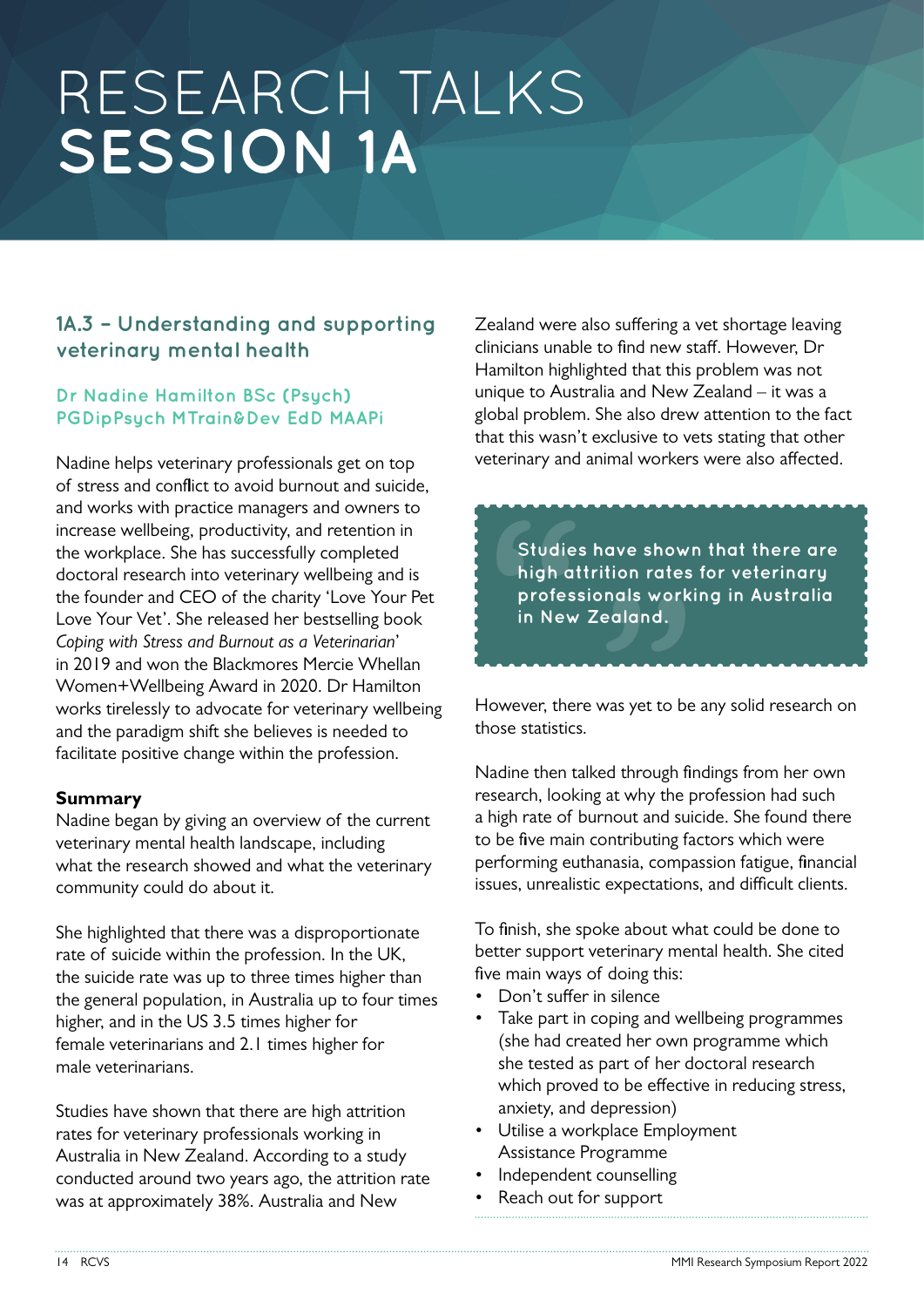# RESEARCH TALKS SESSION 1A

## 1A.3 – Understanding and supporting veterinary mental health

### Dr Nadine Hamilton BSc (Psych) PGDipPsych MTrain&Dev EdD MAAPi

Nadine helps veterinary professionals get on top of stress and conflict to avoid burnout and suicide, and works with practice managers and owners to increase wellbeing, productivity, and retention in the workplace. She has successfully completed doctoral research into veterinary wellbeing and is the founder and CEO of the charity 'Love Your Pet Love Your Vet'. She released her bestselling book *Coping with Stress and Burnout as a Veterinarian*' in 2019 and won the Blackmores Mercie Whellan Women+Wellbeing Award in 2020. Dr Hamilton works tirelessly to advocate for veterinary wellbeing and the paradigm shift she believes is needed to facilitate positive change within the profession.

**Summary**

Nadine began by giving an overview of the current veterinary mental health landscape, including what the research showed and what the veterinary community could do about it.

She highlighted that there was a disproportionate rate of suicide within the profession. In the UK, the suicide rate was up to three times higher than the general population, in Australia up to four times higher, and in the US 3.5 times higher for female veterinarians and 2.1 times higher for male veterinarians.

Studies have shown that there are high attrition rates for veterinary professionals working in Australia in New Zealand. According to a study conducted around two years ago, the attrition rate was at approximately 38%. Australia and New Zealand were also suffering a vet shortage leaving clinicians unable to find new staff. However, Dr Hamilton highlighted that this problem was not unique to Australia and New Zealand – it was a global problem. She also drew attention to the fact that this wasn't exclusive to vets stating that other veterinary and animal workers were also affected.

> Studies have shown that there are high attrition rates for veterinary professionals working in Australia in New Zealand.

However, there was yet to be any solid research on those statistics.

Nadine then talked through findings from her own research, looking at why the profession had such a high rate of burnout and suicide. She found there to be five main contributing factors which were performing euthanasia, compassion fatigue, financial issues, unrealistic expectations, and difficult clients.

To finish, she spoke about what could be done to better support veterinary mental health. She cited five main ways of doing this:

- Don't suffer in silence
- Take part in coping and wellbeing programmes (she had created her own programme which she tested as part of her doctoral research which proved to be effective in reducing stress, anxiety, and depression)
- Utilise a workplace Employment Assistance Programme
- Independent counselling
- Reach out for support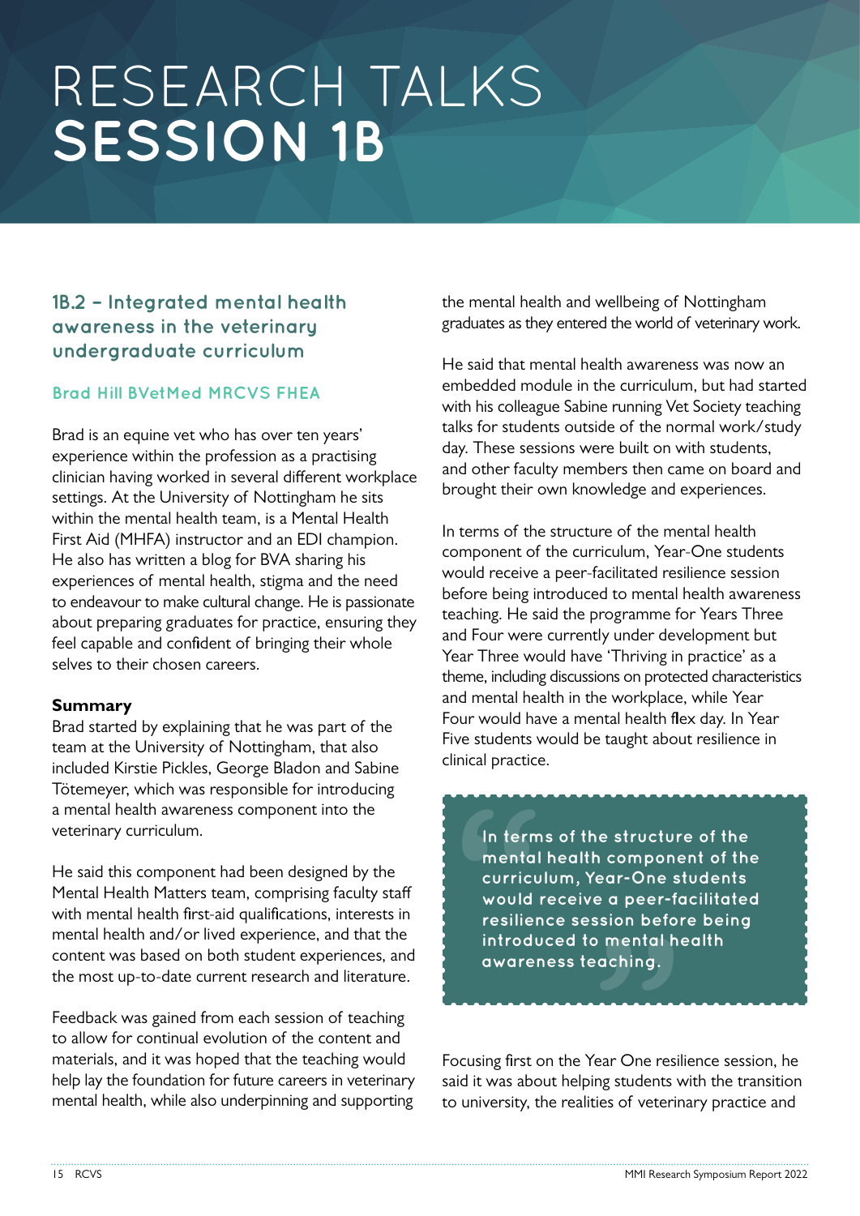# RESEARCH TALKS **SESSION 1B**

## 1B.2 – Integrated mental health awareness in the veterinary undergraduate curriculum

### Brad Hill BVetMed MRCVS FHEA

Brad is an equine vet who has over ten years' experience within the profession as a practising clinician having worked in several different workplace settings. At the University of Nottingham he sits within the mental health team, is a Mental Health First Aid (MHFA) instructor and an EDI champion. He also has written a blog for BVA sharing his experiences of mental health, stigma and the need to endeavour to make cultural change. He is passionate about preparing graduates for practice, ensuring they feel capable and confident of bringing their whole selves to their chosen careers.

**Summary**

Brad started by explaining that he was part of the team at the University of Nottingham, that also included Kirstie Pickles, George Bladon and Sabine Tötemeyer, which was responsible for introducing a mental health awareness component into the veterinary curriculum.

He said this component had been designed by the Mental Health Matters team, comprising faculty staff with mental health first-aid qualifications, interests in mental health and/or lived experience, and that the content was based on both student experiences, and the most up-to-date current research and literature.

Feedback was gained from each session of teaching to allow for continual evolution of the content and materials, and it was hoped that the teaching would help lay the foundation for future careers in veterinary mental health, while also underpinning and supporting the mental health and wellbeing of Nottingham graduates as they entered the world of veterinary work.

He said that mental health awareness was now an embedded module in the curriculum, but had started with his colleague Sabine running Vet Society teaching talks for students outside of the normal work/study day. These sessions were built on with students, and other faculty members then came on board and brought their own knowledge and experiences.

In terms of the structure of the mental health component of the curriculum, Year-One students would receive a peer-facilitated resilience session before being introduced to mental health awareness teaching. He said the programme for Years Three and Four were currently under development but Year Three would have 'Thriving in practice' as a theme, including discussions on protected characteristics and mental health in the workplace, while Year Four would have a mental health flex day. In Year Five students would be taught about resilience in clinical practice.

> **In terms of the structure of the mental health component of the curriculum, Year-One students would receive a peer-facilitated resilience session before being introduced to mental health awareness teaching.**

Focusing first on the Year One resilience session, he said it was about helping students with the transition to university, the realities of veterinary practice and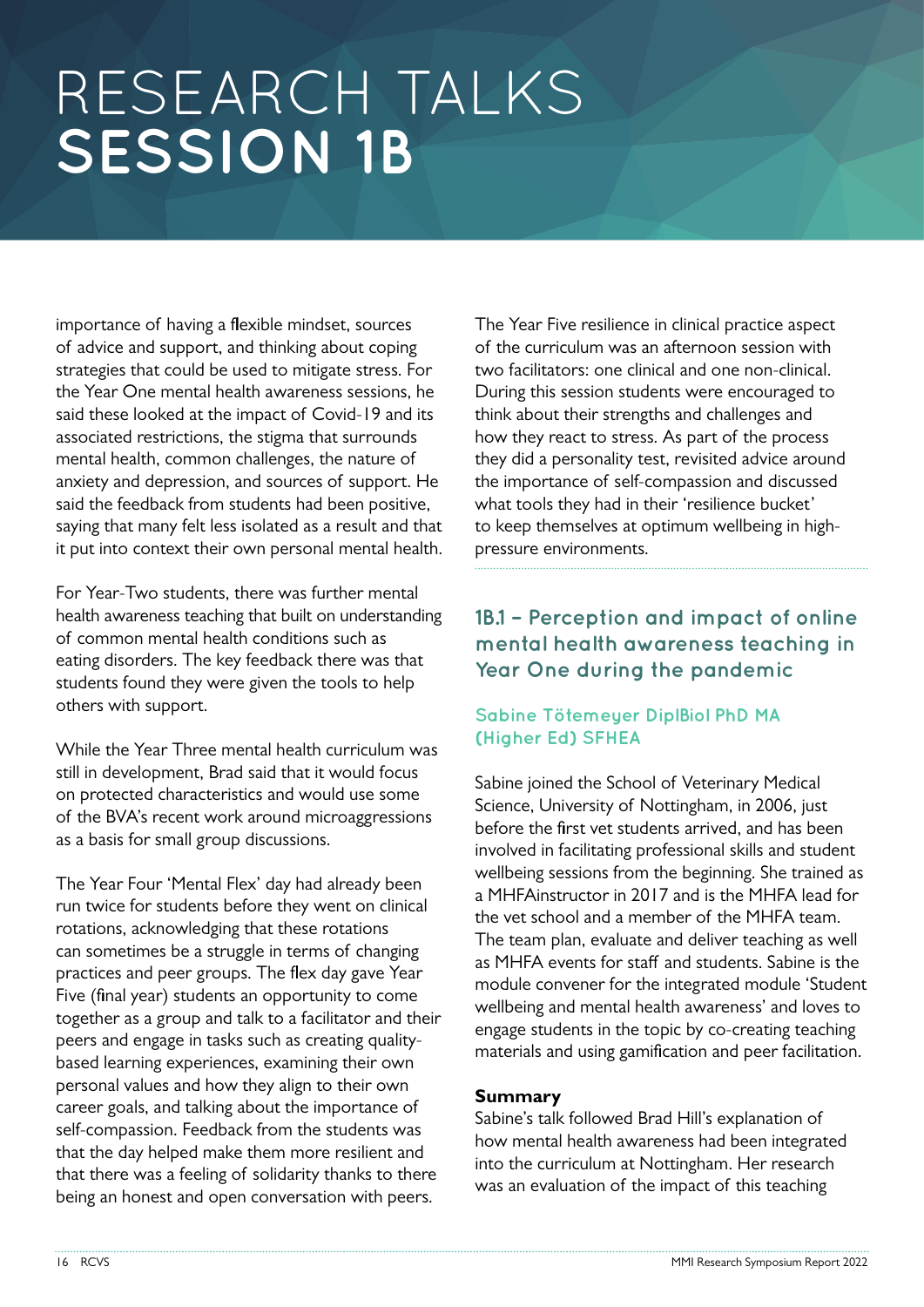# RESEARCH TALKS
# SESSION 1B

importance of having a flexible mindset, sources of advice and support, and thinking about coping strategies that could be used to mitigate stress. For the Year One mental health awareness sessions, he said these looked at the impact of Covid-19 and its associated restrictions, the stigma that surrounds mental health, common challenges, the nature of anxiety and depression, and sources of support. He said the feedback from students had been positive, saying that many felt less isolated as a result and that it put into context their own personal mental health.

For Year-Two students, there was further mental health awareness teaching that built on understanding of common mental health conditions such as eating disorders. The key feedback there was that students found they were given the tools to help others with support.

While the Year Three mental health curriculum was still in development, Brad said that it would focus on protected characteristics and would use some of the BVA's recent work around microaggressions as a basis for small group discussions.

The Year Four 'Mental Flex' day had already been run twice for students before they went on clinical rotations, acknowledging that these rotations can sometimes be a struggle in terms of changing practices and peer groups. The flex day gave Year Five (final year) students an opportunity to come together as a group and talk to a facilitator and their peers and engage in tasks such as creating quality-based learning experiences, examining their own personal values and how they align to their own career goals, and talking about the importance of self-compassion. Feedback from the students was that the day helped make them more resilient and that there was a feeling of solidarity thanks to there being an honest and open conversation with peers.

The Year Five resilience in clinical practice aspect of the curriculum was an afternoon session with two facilitators: one clinical and one non-clinical. During this session students were encouraged to think about their strengths and challenges and how they react to stress. As part of the process they did a personality test, revisited advice around the importance of self-compassion and discussed what tools they had in their 'resilience bucket' to keep themselves at optimum wellbeing in high-pressure environments.

## 1B.1 – Perception and impact of online mental health awareness teaching in Year One during the pandemic

### Sabine Tötemeyer DiplBiol PhD MA (Higher Ed) SFHEA

Sabine joined the School of Veterinary Medical Science, University of Nottingham, in 2006, just before the first vet students arrived, and has been involved in facilitating professional skills and student wellbeing sessions from the beginning. She trained as a MHFAinstructor in 2017 and is the MHFA lead for the vet school and a member of the MHFA team. The team plan, evaluate and deliver teaching as well as MHFA events for staff and students. Sabine is the module convener for the integrated module 'Student wellbeing and mental health awareness' and loves to engage students in the topic by co-creating teaching materials and using gamification and peer facilitation.

**Summary**

Sabine's talk followed Brad Hill's explanation of how mental health awareness had been integrated into the curriculum at Nottingham. Her research was an evaluation of the impact of this teaching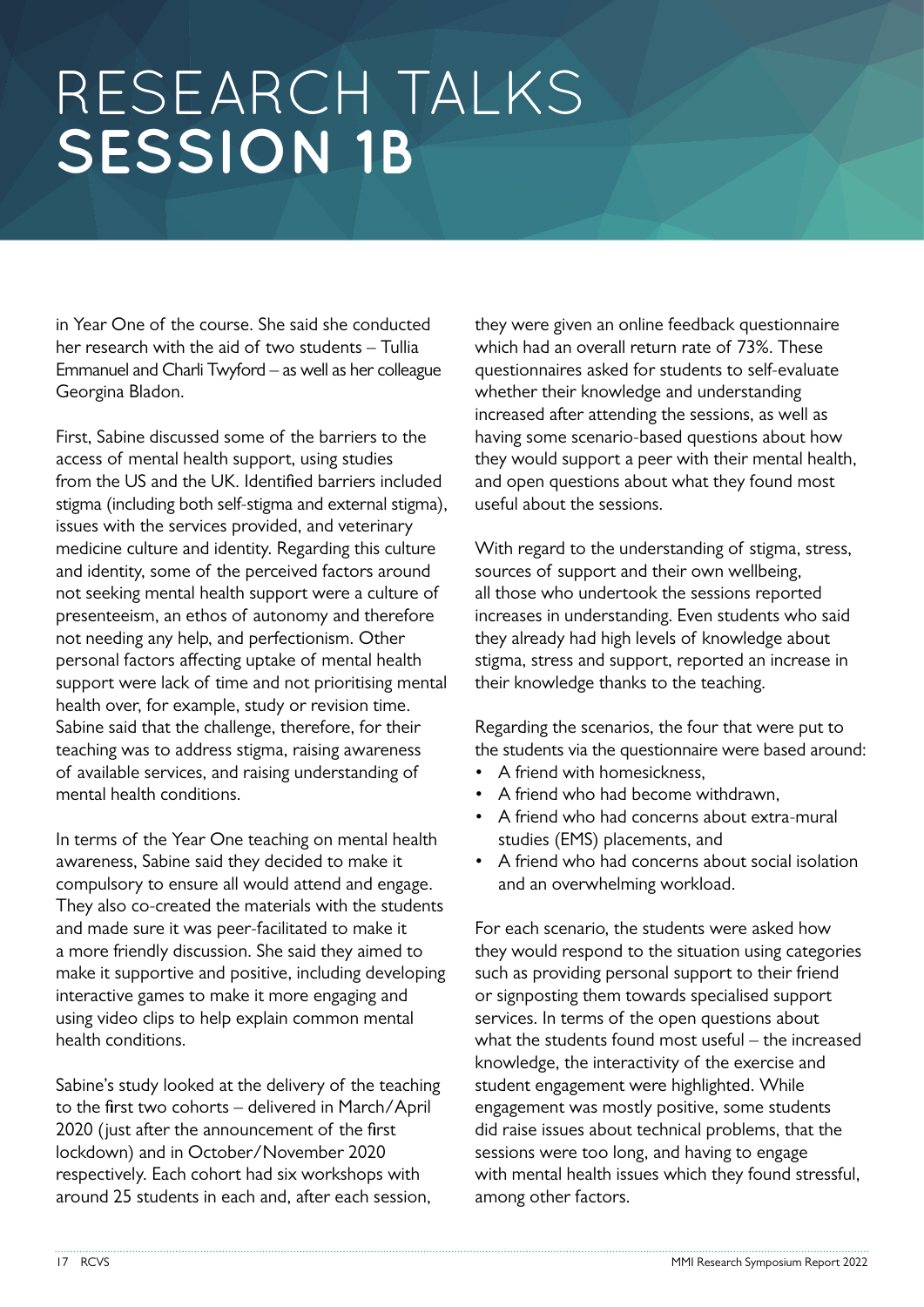# RESEARCH TALKS
# SESSION 1B

in Year One of the course. She said she conducted her research with the aid of two students – Tullia Emmanuel and Charli Twyford – as well as her colleague Georgina Bladon.

First, Sabine discussed some of the barriers to the access of mental health support, using studies from the US and the UK. Identified barriers included stigma (including both self-stigma and external stigma), issues with the services provided, and veterinary medicine culture and identity. Regarding this culture and identity, some of the perceived factors around not seeking mental health support were a culture of presenteeism, an ethos of autonomy and therefore not needing any help, and perfectionism. Other personal factors affecting uptake of mental health support were lack of time and not prioritising mental health over, for example, study or revision time. Sabine said that the challenge, therefore, for their teaching was to address stigma, raising awareness of available services, and raising understanding of mental health conditions.

In terms of the Year One teaching on mental health awareness, Sabine said they decided to make it compulsory to ensure all would attend and engage. They also co-created the materials with the students and made sure it was peer-facilitated to make it a more friendly discussion. She said they aimed to make it supportive and positive, including developing interactive games to make it more engaging and using video clips to help explain common mental health conditions.

Sabine's study looked at the delivery of the teaching to the first two cohorts – delivered in March/April 2020 (just after the announcement of the first lockdown) and in October/November 2020 respectively. Each cohort had six workshops with around 25 students in each and, after each session, they were given an online feedback questionnaire which had an overall return rate of 73%. These questionnaires asked for students to self-evaluate whether their knowledge and understanding increased after attending the sessions, as well as having some scenario-based questions about how they would support a peer with their mental health, and open questions about what they found most useful about the sessions.

With regard to the understanding of stigma, stress, sources of support and their own wellbeing, all those who undertook the sessions reported increases in understanding. Even students who said they already had high levels of knowledge about stigma, stress and support, reported an increase in their knowledge thanks to the teaching.

Regarding the scenarios, the four that were put to the students via the questionnaire were based around:

- A friend with homesickness,
- A friend who had become withdrawn,
- A friend who had concerns about extra-mural studies (EMS) placements, and
- A friend who had concerns about social isolation and an overwhelming workload.

For each scenario, the students were asked how they would respond to the situation using categories such as providing personal support to their friend or signposting them towards specialised support services. In terms of the open questions about what the students found most useful – the increased knowledge, the interactivity of the exercise and student engagement were highlighted. While engagement was mostly positive, some students did raise issues about technical problems, that the sessions were too long, and having to engage with mental health issues which they found stressful, among other factors.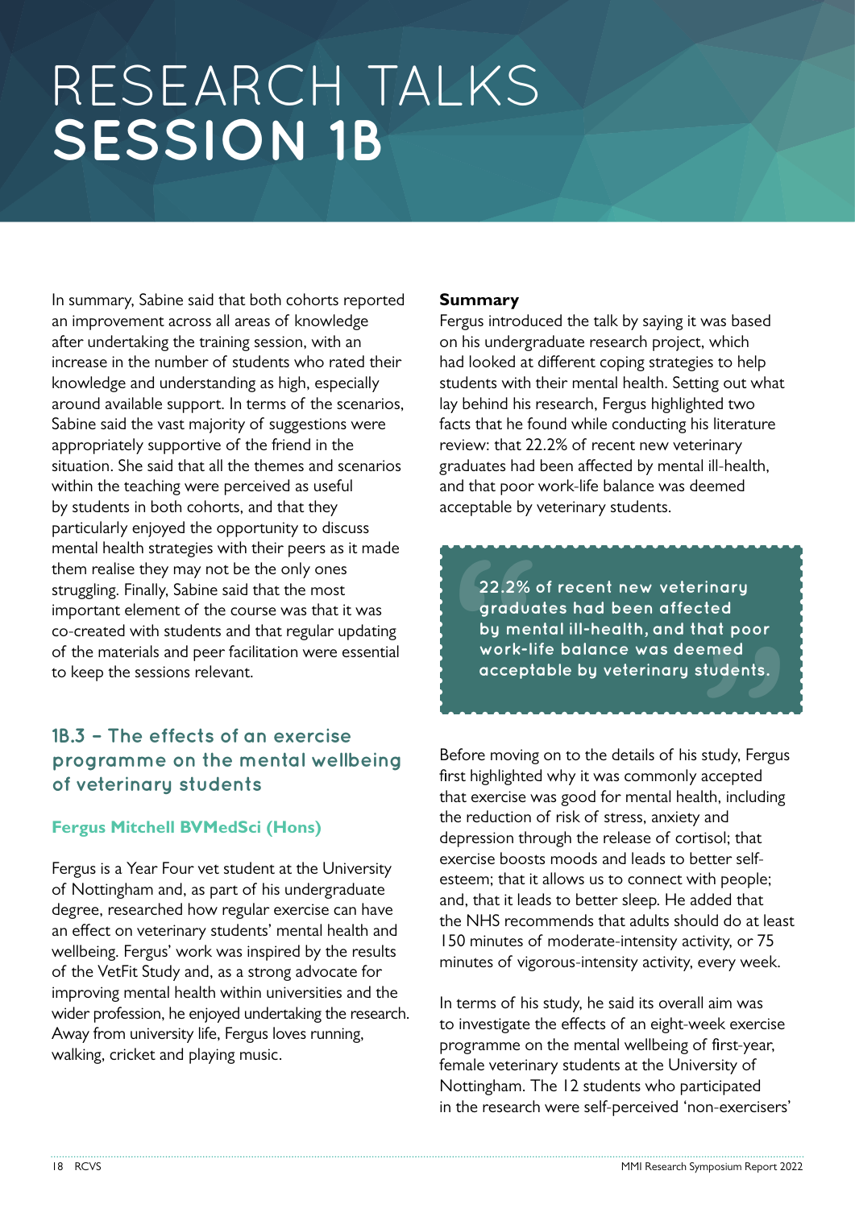# RESEARCH TALKS **SESSION 1B**

In summary, Sabine said that both cohorts reported an improvement across all areas of knowledge after undertaking the training session, with an increase in the number of students who rated their knowledge and understanding as high, especially around available support. In terms of the scenarios, Sabine said the vast majority of suggestions were appropriately supportive of the friend in the situation. She said that all the themes and scenarios within the teaching were perceived as useful by students in both cohorts, and that they particularly enjoyed the opportunity to discuss mental health strategies with their peers as it made them realise they may not be the only ones struggling. Finally, Sabine said that the most important element of the course was that it was co-created with students and that regular updating of the materials and peer facilitation were essential to keep the sessions relevant.

## 1B.3 – The effects of an exercise programme on the mental wellbeing of veterinary students

### Fergus Mitchell BVMedSci (Hons)

Fergus is a Year Four vet student at the University of Nottingham and, as part of his undergraduate degree, researched how regular exercise can have an effect on veterinary students' mental health and wellbeing. Fergus' work was inspired by the results of the VetFit Study and, as a strong advocate for improving mental health within universities and the wider profession, he enjoyed undertaking the research. Away from university life, Fergus loves running, walking, cricket and playing music.

**Summary**

Fergus introduced the talk by saying it was based on his undergraduate research project, which had looked at different coping strategies to help students with their mental health. Setting out what lay behind his research, Fergus highlighted two facts that he found while conducting his literature review: that 22.2% of recent new veterinary graduates had been affected by mental ill-health, and that poor work-life balance was deemed acceptable by veterinary students.

> **22.2% of recent new veterinary graduates had been affected by mental ill-health, and that poor work-life balance was deemed acceptable by veterinary students.**

Before moving on to the details of his study, Fergus first highlighted why it was commonly accepted that exercise was good for mental health, including the reduction of risk of stress, anxiety and depression through the release of cortisol; that exercise boosts moods and leads to better self-esteem; that it allows us to connect with people; and, that it leads to better sleep. He added that the NHS recommends that adults should do at least 150 minutes of moderate-intensity activity, or 75 minutes of vigorous-intensity activity, every week.

In terms of his study, he said its overall aim was to investigate the effects of an eight-week exercise programme on the mental wellbeing of first-year, female veterinary students at the University of Nottingham. The 12 students who participated in the research were self-perceived 'non-exercisers'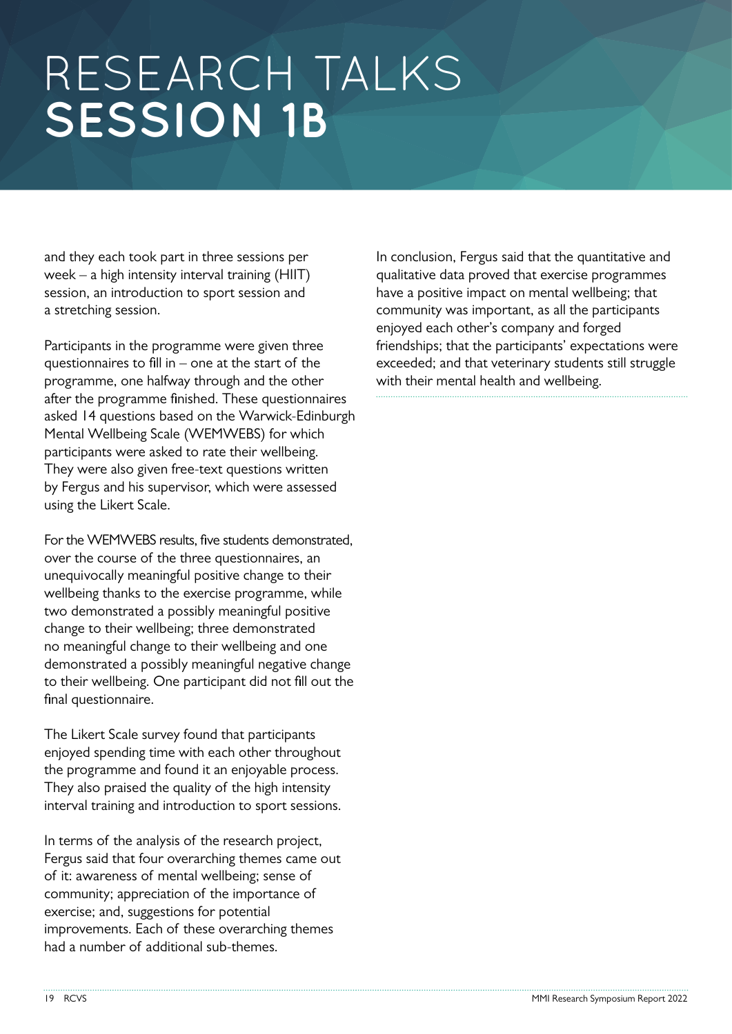# RESEARCH TALKS
# SESSION 1B

and they each took part in three sessions per week – a high intensity interval training (HIIT) session, an introduction to sport session and a stretching session.

Participants in the programme were given three questionnaires to fill in – one at the start of the programme, one halfway through and the other after the programme finished. These questionnaires asked 14 questions based on the Warwick-Edinburgh Mental Wellbeing Scale (WEMWEBS) for which participants were asked to rate their wellbeing. They were also given free-text questions written by Fergus and his supervisor, which were assessed using the Likert Scale.

For the WEMWEBS results, five students demonstrated, over the course of the three questionnaires, an unequivocally meaningful positive change to their wellbeing thanks to the exercise programme, while two demonstrated a possibly meaningful positive change to their wellbeing; three demonstrated no meaningful change to their wellbeing and one demonstrated a possibly meaningful negative change to their wellbeing. One participant did not fill out the final questionnaire.

The Likert Scale survey found that participants enjoyed spending time with each other throughout the programme and found it an enjoyable process. They also praised the quality of the high intensity interval training and introduction to sport sessions.

In terms of the analysis of the research project, Fergus said that four overarching themes came out of it: awareness of mental wellbeing; sense of community; appreciation of the importance of exercise; and, suggestions for potential improvements. Each of these overarching themes had a number of additional sub-themes.

In conclusion, Fergus said that the quantitative and qualitative data proved that exercise programmes have a positive impact on mental wellbeing; that community was important, as all the participants enjoyed each other's company and forged friendships; that the participants' expectations were exceeded; and that veterinary students still struggle with their mental health and wellbeing.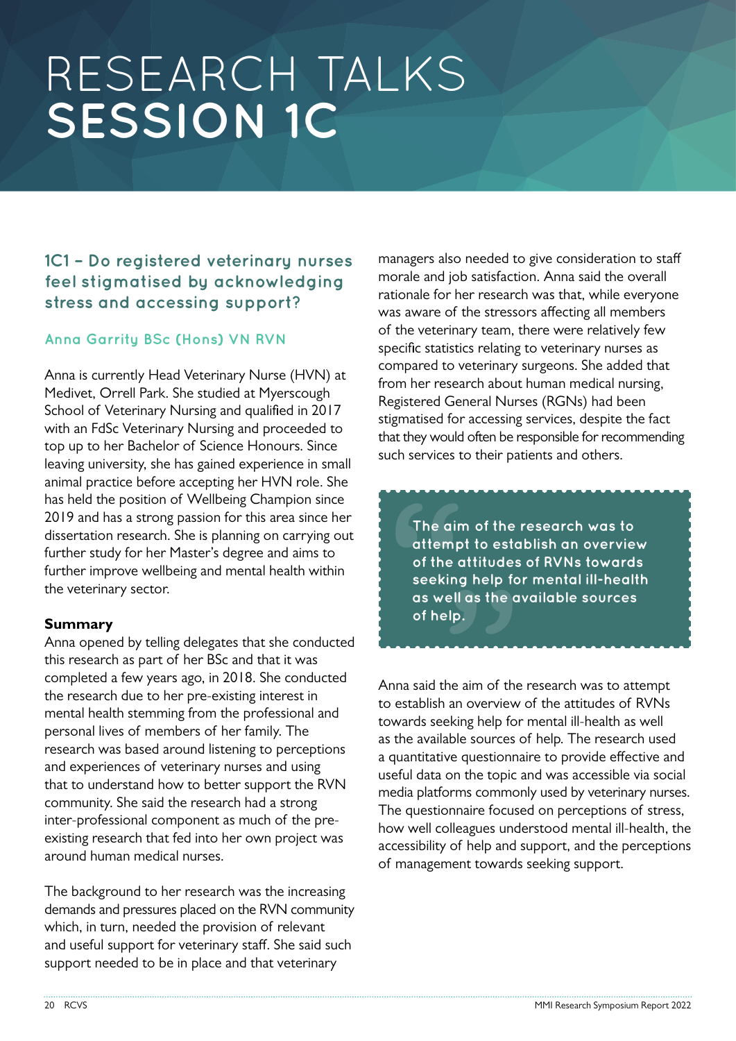# RESEARCH TALKS SESSION 1C

## 1C1 – Do registered veterinary nurses feel stigmatised by acknowledging stress and accessing support?

### Anna Garrity BSc (Hons) VN RVN

Anna is currently Head Veterinary Nurse (HVN) at Medivet, Orrell Park. She studied at Myerscough School of Veterinary Nursing and qualified in 2017 with an FdSc Veterinary Nursing and proceeded to top up to her Bachelor of Science Honours. Since leaving university, she has gained experience in small animal practice before accepting her HVN role. She has held the position of Wellbeing Champion since 2019 and has a strong passion for this area since her dissertation research. She is planning on carrying out further study for her Master's degree and aims to further improve wellbeing and mental health within the veterinary sector.

**Summary**

Anna opened by telling delegates that she conducted this research as part of her BSc and that it was completed a few years ago, in 2018. She conducted the research due to her pre-existing interest in mental health stemming from the professional and personal lives of members of her family. The research was based around listening to perceptions and experiences of veterinary nurses and using that to understand how to better support the RVN community. She said the research had a strong inter-professional component as much of the pre-existing research that fed into her own project was around human medical nurses.

The background to her research was the increasing demands and pressures placed on the RVN community which, in turn, needed the provision of relevant and useful support for veterinary staff. She said such support needed to be in place and that veterinary managers also needed to give consideration to staff morale and job satisfaction. Anna said the overall rationale for her research was that, while everyone was aware of the stressors affecting all members of the veterinary team, there were relatively few specific statistics relating to veterinary nurses as compared to veterinary surgeons. She added that from her research about human medical nursing, Registered General Nurses (RGNs) had been stigmatised for accessing services, despite the fact that they would often be responsible for recommending such services to their patients and others.

> **The aim of the research was to attempt to establish an overview of the attitudes of RVNs towards seeking help for mental ill-health as well as the available sources of help.**

Anna said the aim of the research was to attempt to establish an overview of the attitudes of RVNs towards seeking help for mental ill-health as well as the available sources of help. The research used a quantitative questionnaire to provide effective and useful data on the topic and was accessible via social media platforms commonly used by veterinary nurses. The questionnaire focused on perceptions of stress, how well colleagues understood mental ill-health, the accessibility of help and support, and the perceptions of management towards seeking support.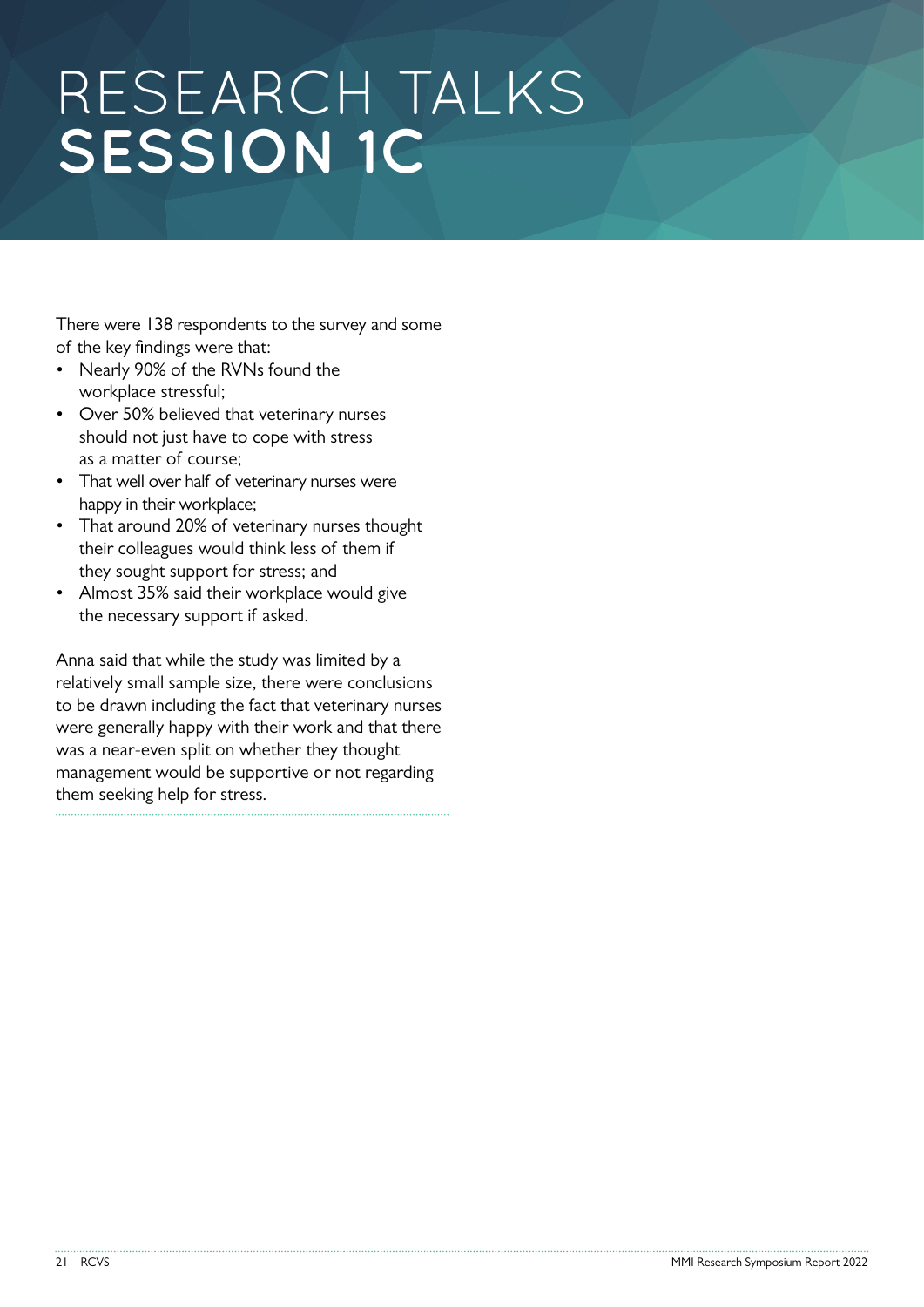# RESEARCH TALKS SESSION 1C

There were 138 respondents to the survey and some of the key findings were that:

- Nearly 90% of the RVNs found the workplace stressful;
- Over 50% believed that veterinary nurses should not just have to cope with stress as a matter of course;
- That well over half of veterinary nurses were happy in their workplace;
- That around 20% of veterinary nurses thought their colleagues would think less of them if they sought support for stress; and
- Almost 35% said their workplace would give the necessary support if asked.

Anna said that while the study was limited by a relatively small sample size, there were conclusions to be drawn including the fact that veterinary nurses were generally happy with their work and that there was a near-even split on whether they thought management would be supportive or not regarding them seeking help for stress.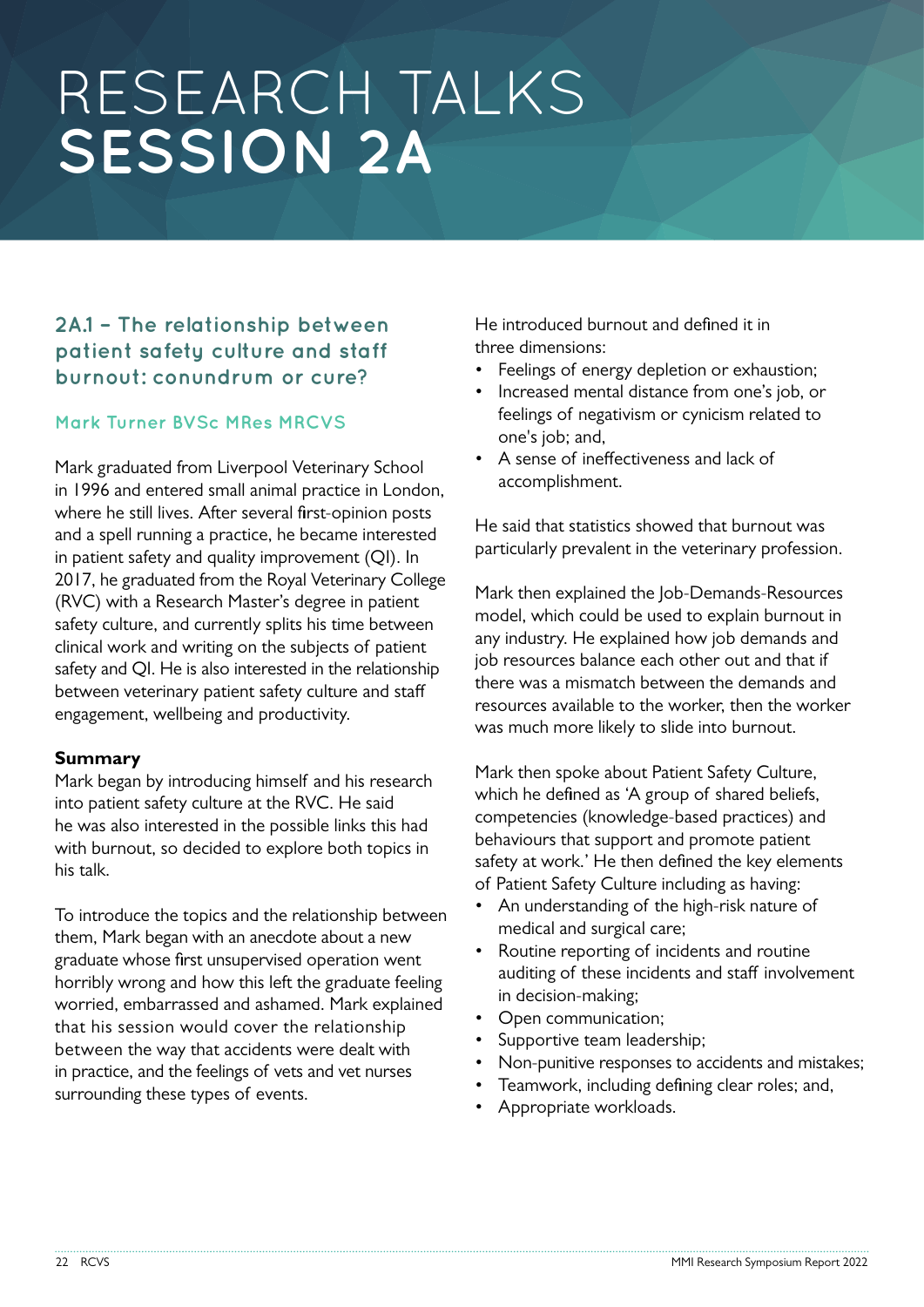# RESEARCH TALKS
# SESSION 2A

## 2A.1 – The relationship between patient safety culture and staff burnout: conundrum or cure?

### Mark Turner BVSc MRes MRCVS

Mark graduated from Liverpool Veterinary School in 1996 and entered small animal practice in London, where he still lives. After several first-opinion posts and a spell running a practice, he became interested in patient safety and quality improvement (QI). In 2017, he graduated from the Royal Veterinary College (RVC) with a Research Master's degree in patient safety culture, and currently splits his time between clinical work and writing on the subjects of patient safety and QI. He is also interested in the relationship between veterinary patient safety culture and staff engagement, wellbeing and productivity.

**Summary**

Mark began by introducing himself and his research into patient safety culture at the RVC. He said he was also interested in the possible links this had with burnout, so decided to explore both topics in his talk.

To introduce the topics and the relationship between them, Mark began with an anecdote about a new graduate whose first unsupervised operation went horribly wrong and how this left the graduate feeling worried, embarrassed and ashamed. Mark explained that his session would cover the relationship between the way that accidents were dealt with in practice, and the feelings of vets and vet nurses surrounding these types of events.

He introduced burnout and defined it in three dimensions:

- Feelings of energy depletion or exhaustion;
- Increased mental distance from one's job, or feelings of negativism or cynicism related to one's job; and,
- A sense of ineffectiveness and lack of accomplishment.

He said that statistics showed that burnout was particularly prevalent in the veterinary profession.

Mark then explained the Job-Demands-Resources model, which could be used to explain burnout in any industry. He explained how job demands and job resources balance each other out and that if there was a mismatch between the demands and resources available to the worker, then the worker was much more likely to slide into burnout.

Mark then spoke about Patient Safety Culture, which he defined as 'A group of shared beliefs, competencies (knowledge-based practices) and behaviours that support and promote patient safety at work.' He then defined the key elements of Patient Safety Culture including as having:

- An understanding of the high-risk nature of medical and surgical care;
- Routine reporting of incidents and routine auditing of these incidents and staff involvement in decision-making;
- Open communication;
- Supportive team leadership;
- Non-punitive responses to accidents and mistakes;
- Teamwork, including defining clear roles; and,
- Appropriate workloads.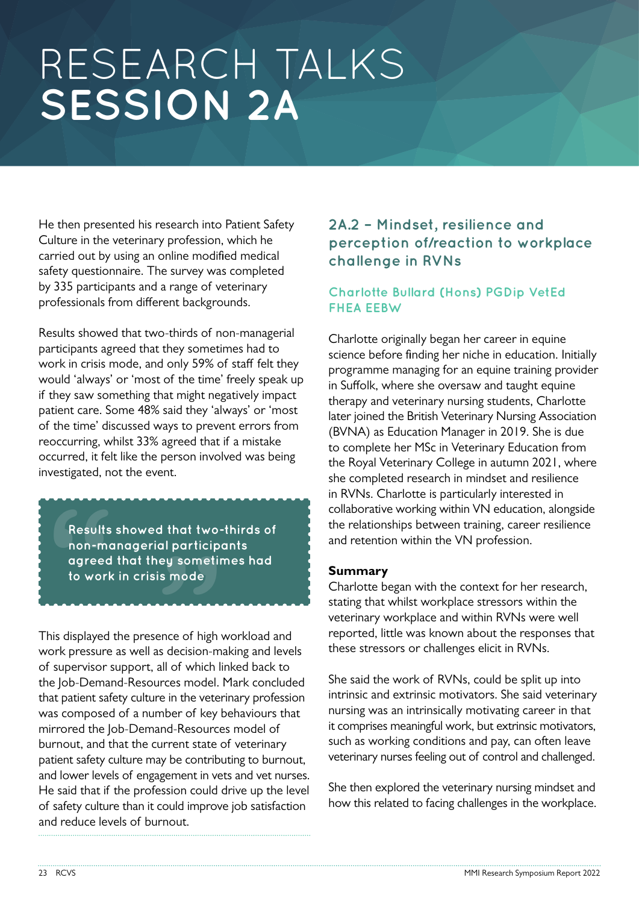# RESEARCH TALKS SESSION 2A

He then presented his research into Patient Safety Culture in the veterinary profession, which he carried out by using an online modified medical safety questionnaire. The survey was completed by 335 participants and a range of veterinary professionals from different backgrounds.

Results showed that two-thirds of non-managerial participants agreed that they sometimes had to work in crisis mode, and only 59% of staff felt they would 'always' or 'most of the time' freely speak up if they saw something that might negatively impact patient care. Some 48% said they 'always' or 'most of the time' discussed ways to prevent errors from reoccurring, whilst 33% agreed that if a mistake occurred, it felt like the person involved was being investigated, not the event.

> Results showed that two-thirds of non-managerial participants agreed that they sometimes had to work in crisis mode

This displayed the presence of high workload and work pressure as well as decision-making and levels of supervisor support, all of which linked back to the Job-Demand-Resources model. Mark concluded that patient safety culture in the veterinary profession was composed of a number of key behaviours that mirrored the Job-Demand-Resources model of burnout, and that the current state of veterinary patient safety culture may be contributing to burnout, and lower levels of engagement in vets and vet nurses. He said that if the profession could drive up the level of safety culture than it could improve job satisfaction and reduce levels of burnout.

## 2A.2 – Mindset, resilience and perception of/reaction to workplace challenge in RVNs

### Charlotte Bullard (Hons) PGDip VetEd FHEA EEBW

Charlotte originally began her career in equine science before finding her niche in education. Initially programme managing for an equine training provider in Suffolk, where she oversaw and taught equine therapy and veterinary nursing students, Charlotte later joined the British Veterinary Nursing Association (BVNA) as Education Manager in 2019. She is due to complete her MSc in Veterinary Education from the Royal Veterinary College in autumn 2021, where she completed research in mindset and resilience in RVNs. Charlotte is particularly interested in collaborative working within VN education, alongside the relationships between training, career resilience and retention within the VN profession.

**Summary**

Charlotte began with the context for her research, stating that whilst workplace stressors within the veterinary workplace and within RVNs were well reported, little was known about the responses that these stressors or challenges elicit in RVNs.

She said the work of RVNs, could be split up into intrinsic and extrinsic motivators. She said veterinary nursing was an intrinsically motivating career in that it comprises meaningful work, but extrinsic motivators, such as working conditions and pay, can often leave veterinary nurses feeling out of control and challenged.

She then explored the veterinary nursing mindset and how this related to facing challenges in the workplace.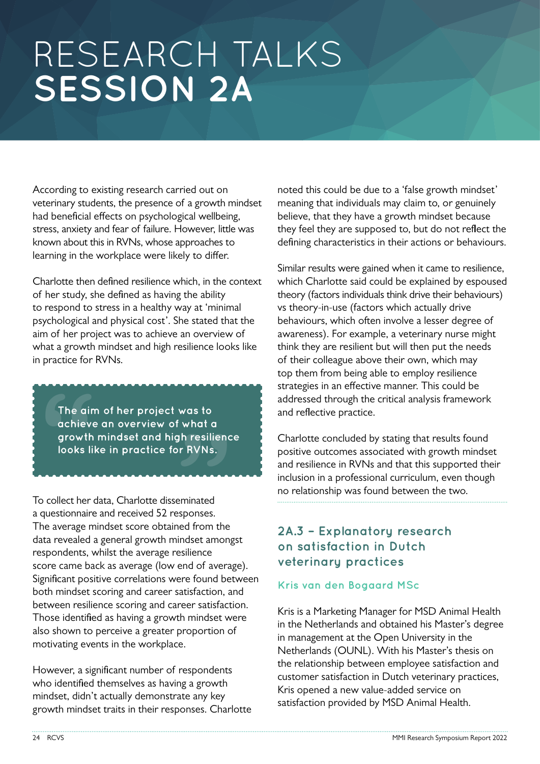# RESEARCH TALKS **SESSION 2A**

According to existing research carried out on veterinary students, the presence of a growth mindset had beneficial effects on psychological wellbeing, stress, anxiety and fear of failure. However, little was known about this in RVNs, whose approaches to learning in the workplace were likely to differ.

Charlotte then defined resilience which, in the context of her study, she defined as having the ability to respond to stress in a healthy way at 'minimal psychological and physical cost'. She stated that the aim of her project was to achieve an overview of what a growth mindset and high resilience looks like in practice for RVNs.

> **The aim of her project was to achieve an overview of what a growth mindset and high resilience looks like in practice for RVNs.**

To collect her data, Charlotte disseminated a questionnaire and received 52 responses. The average mindset score obtained from the data revealed a general growth mindset amongst respondents, whilst the average resilience score came back as average (low end of average). Significant positive correlations were found between both mindset scoring and career satisfaction, and between resilience scoring and career satisfaction. Those identified as having a growth mindset were also shown to perceive a greater proportion of motivating events in the workplace.

However, a significant number of respondents who identified themselves as having a growth mindset, didn't actually demonstrate any key growth mindset traits in their responses. Charlotte noted this could be due to a 'false growth mindset' meaning that individuals may claim to, or genuinely believe, that they have a growth mindset because they feel they are supposed to, but do not reflect the defining characteristics in their actions or behaviours.

Similar results were gained when it came to resilience, which Charlotte said could be explained by espoused theory (factors individuals think drive their behaviours) vs theory-in-use (factors which actually drive behaviours, which often involve a lesser degree of awareness). For example, a veterinary nurse might think they are resilient but will then put the needs of their colleague above their own, which may top them from being able to employ resilience strategies in an effective manner. This could be addressed through the critical analysis framework and reflective practice.

Charlotte concluded by stating that results found positive outcomes associated with growth mindset and resilience in RVNs and that this supported their inclusion in a professional curriculum, even though no relationship was found between the two.

## 2A.3 – Explanatory research on satisfaction in Dutch veterinary practices

### Kris van den Bogaard MSc

Kris is a Marketing Manager for MSD Animal Health in the Netherlands and obtained his Master's degree in management at the Open University in the Netherlands (OUNL). With his Master's thesis on the relationship between employee satisfaction and customer satisfaction in Dutch veterinary practices, Kris opened a new value-added service on satisfaction provided by MSD Animal Health.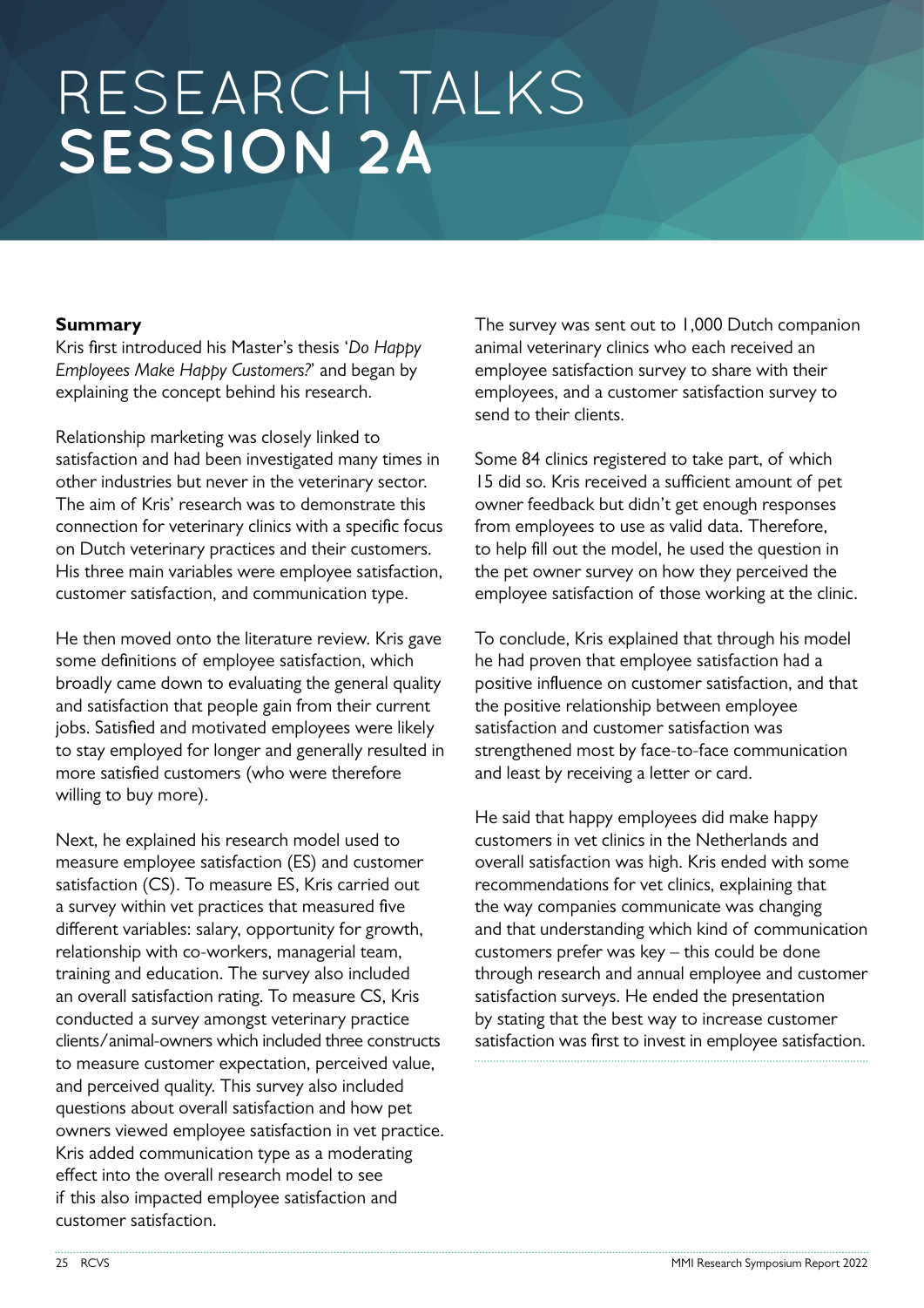# RESEARCH TALKS
# SESSION 2A

**Summary**

Kris first introduced his Master's thesis '*Do Happy Employees Make Happy Customers?*' and began by explaining the concept behind his research.

Relationship marketing was closely linked to satisfaction and had been investigated many times in other industries but never in the veterinary sector. The aim of Kris' research was to demonstrate this connection for veterinary clinics with a specific focus on Dutch veterinary practices and their customers. His three main variables were employee satisfaction, customer satisfaction, and communication type.

He then moved onto the literature review. Kris gave some definitions of employee satisfaction, which broadly came down to evaluating the general quality and satisfaction that people gain from their current jobs. Satisfied and motivated employees were likely to stay employed for longer and generally resulted in more satisfied customers (who were therefore willing to buy more).

Next, he explained his research model used to measure employee satisfaction (ES) and customer satisfaction (CS). To measure ES, Kris carried out a survey within vet practices that measured five different variables: salary, opportunity for growth, relationship with co-workers, managerial team, training and education. The survey also included an overall satisfaction rating. To measure CS, Kris conducted a survey amongst veterinary practice clients/animal-owners which included three constructs to measure customer expectation, perceived value, and perceived quality. This survey also included questions about overall satisfaction and how pet owners viewed employee satisfaction in vet practice. Kris added communication type as a moderating effect into the overall research model to see if this also impacted employee satisfaction and customer satisfaction.

The survey was sent out to 1,000 Dutch companion animal veterinary clinics who each received an employee satisfaction survey to share with their employees, and a customer satisfaction survey to send to their clients.

Some 84 clinics registered to take part, of which 15 did so. Kris received a sufficient amount of pet owner feedback but didn't get enough responses from employees to use as valid data. Therefore, to help fill out the model, he used the question in the pet owner survey on how they perceived the employee satisfaction of those working at the clinic.

To conclude, Kris explained that through his model he had proven that employee satisfaction had a positive influence on customer satisfaction, and that the positive relationship between employee satisfaction and customer satisfaction was strengthened most by face-to-face communication and least by receiving a letter or card.

He said that happy employees did make happy customers in vet clinics in the Netherlands and overall satisfaction was high. Kris ended with some recommendations for vet clinics, explaining that the way companies communicate was changing and that understanding which kind of communication customers prefer was key – this could be done through research and annual employee and customer satisfaction surveys. He ended the presentation by stating that the best way to increase customer satisfaction was first to invest in employee satisfaction.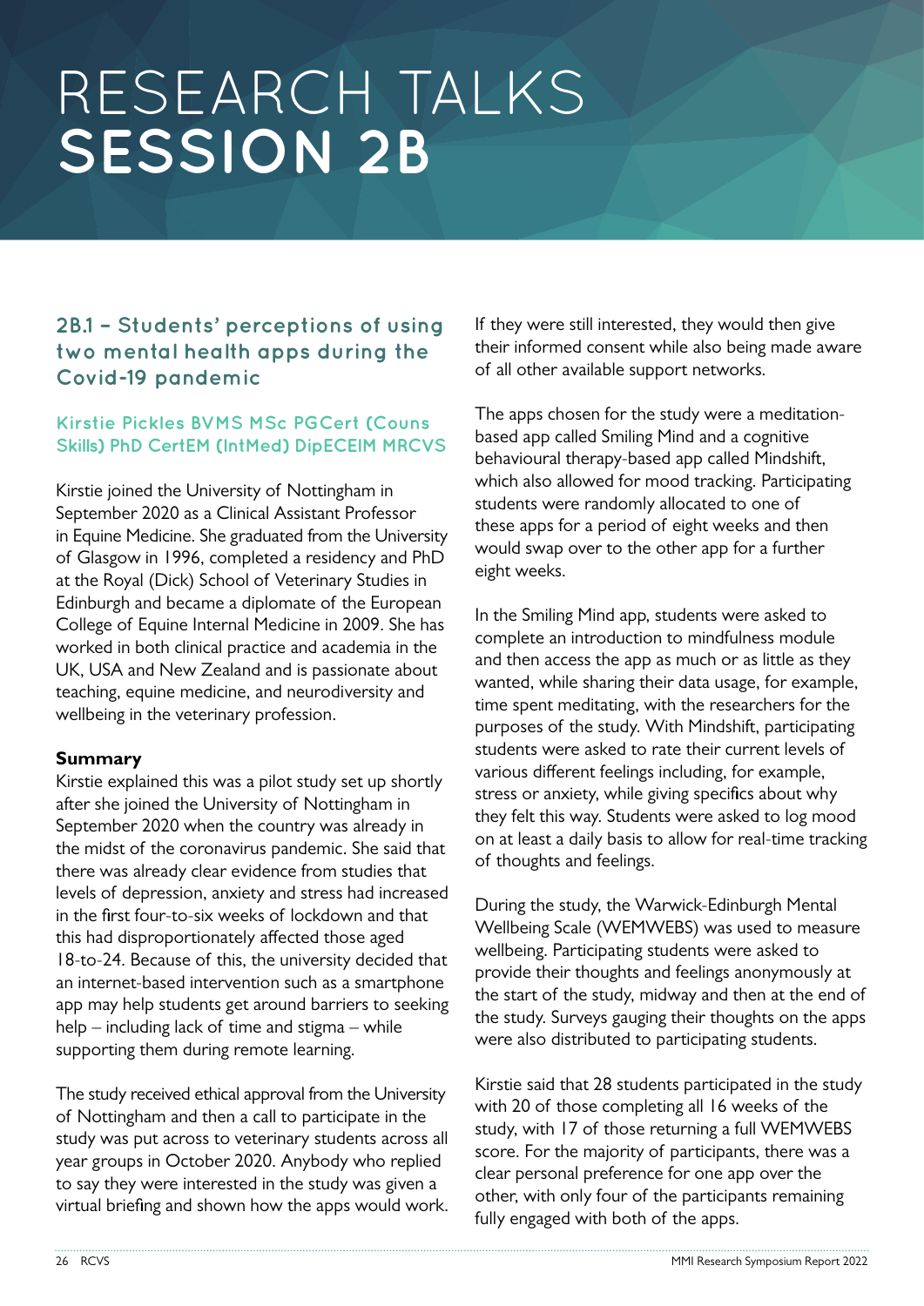# RESEARCH TALKS SESSION 2B

## 2B.1 – Students' perceptions of using two mental health apps during the Covid-19 pandemic

### Kirstie Pickles BVMS MSc PGCert (Couns Skills) PhD CertEM (IntMed) DipECEIM MRCVS

Kirstie joined the University of Nottingham in September 2020 as a Clinical Assistant Professor in Equine Medicine. She graduated from the University of Glasgow in 1996, completed a residency and PhD at the Royal (Dick) School of Veterinary Studies in Edinburgh and became a diplomate of the European College of Equine Internal Medicine in 2009. She has worked in both clinical practice and academia in the UK, USA and New Zealand and is passionate about teaching, equine medicine, and neurodiversity and wellbeing in the veterinary profession.

**Summary**

Kirstie explained this was a pilot study set up shortly after she joined the University of Nottingham in September 2020 when the country was already in the midst of the coronavirus pandemic. She said that there was already clear evidence from studies that levels of depression, anxiety and stress had increased in the first four-to-six weeks of lockdown and that this had disproportionately affected those aged 18-to-24. Because of this, the university decided that an internet-based intervention such as a smartphone app may help students get around barriers to seeking help – including lack of time and stigma – while supporting them during remote learning.

The study received ethical approval from the University of Nottingham and then a call to participate in the study was put across to veterinary students across all year groups in October 2020. Anybody who replied to say they were interested in the study was given a virtual briefing and shown how the apps would work. If they were still interested, they would then give their informed consent while also being made aware of all other available support networks.

The apps chosen for the study were a meditation-based app called Smiling Mind and a cognitive behavioural therapy-based app called Mindshift, which also allowed for mood tracking. Participating students were randomly allocated to one of these apps for a period of eight weeks and then would swap over to the other app for a further eight weeks.

In the Smiling Mind app, students were asked to complete an introduction to mindfulness module and then access the app as much or as little as they wanted, while sharing their data usage, for example, time spent meditating, with the researchers for the purposes of the study. With Mindshift, participating students were asked to rate their current levels of various different feelings including, for example, stress or anxiety, while giving specifics about why they felt this way. Students were asked to log mood on at least a daily basis to allow for real-time tracking of thoughts and feelings.

During the study, the Warwick-Edinburgh Mental Wellbeing Scale (WEMWEBS) was used to measure wellbeing. Participating students were asked to provide their thoughts and feelings anonymously at the start of the study, midway and then at the end of the study. Surveys gauging their thoughts on the apps were also distributed to participating students.

Kirstie said that 28 students participated in the study with 20 of those completing all 16 weeks of the study, with 17 of those returning a full WEMWEBS score. For the majority of participants, there was a clear personal preference for one app over the other, with only four of the participants remaining fully engaged with both of the apps.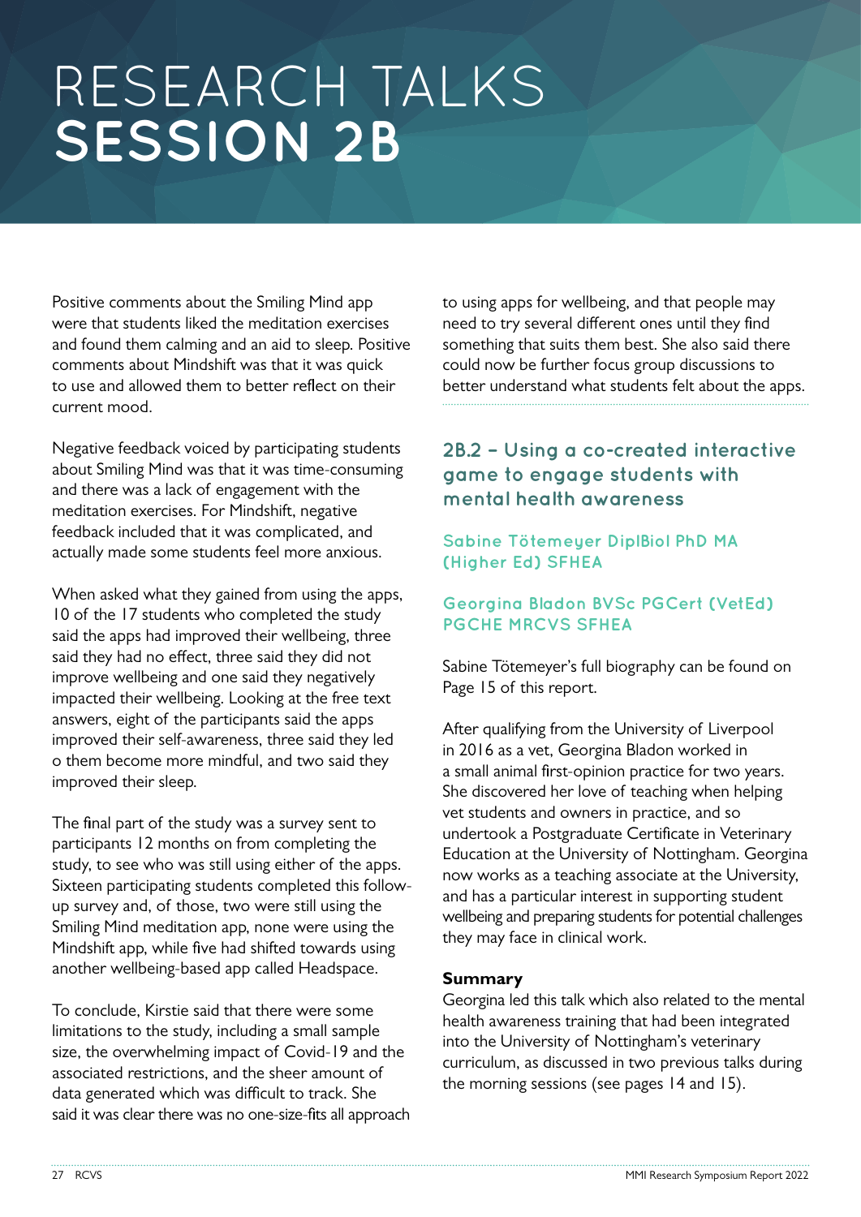# RESEARCH TALKS
# SESSION 2B

Positive comments about the Smiling Mind app were that students liked the meditation exercises and found them calming and an aid to sleep. Positive comments about Mindshift was that it was quick to use and allowed them to better reflect on their current mood.

Negative feedback voiced by participating students about Smiling Mind was that it was time-consuming and there was a lack of engagement with the meditation exercises. For Mindshift, negative feedback included that it was complicated, and actually made some students feel more anxious.

When asked what they gained from using the apps, 10 of the 17 students who completed the study said the apps had improved their wellbeing, three said they had no effect, three said they did not improve wellbeing and one said they negatively impacted their wellbeing. Looking at the free text answers, eight of the participants said the apps improved their self-awareness, three said they led o them become more mindful, and two said they improved their sleep.

The final part of the study was a survey sent to participants 12 months on from completing the study, to see who was still using either of the apps. Sixteen participating students completed this follow-up survey and, of those, two were still using the Smiling Mind meditation app, none were using the Mindshift app, while five had shifted towards using another wellbeing-based app called Headspace.

To conclude, Kirstie said that there were some limitations to the study, including a small sample size, the overwhelming impact of Covid-19 and the associated restrictions, and the sheer amount of data generated which was difficult to track. She said it was clear there was no one-size-fits all approach to using apps for wellbeing, and that people may need to try several different ones until they find something that suits them best. She also said there could now be further focus group discussions to better understand what students felt about the apps.

## 2B.2 – Using a co-created interactive game to engage students with mental health awareness

### Sabine Tötemeyer DiplBiol PhD MA (Higher Ed) SFHEA

### Georgina Bladon BVSc PGCert (VetEd) PGCHE MRCVS SFHEA

Sabine Tötemeyer's full biography can be found on Page 15 of this report.

After qualifying from the University of Liverpool in 2016 as a vet, Georgina Bladon worked in a small animal first-opinion practice for two years. She discovered her love of teaching when helping vet students and owners in practice, and so undertook a Postgraduate Certificate in Veterinary Education at the University of Nottingham. Georgina now works as a teaching associate at the University, and has a particular interest in supporting student wellbeing and preparing students for potential challenges they may face in clinical work.

**Summary**

Georgina led this talk which also related to the mental health awareness training that had been integrated into the University of Nottingham's veterinary curriculum, as discussed in two previous talks during the morning sessions (see pages 14 and 15).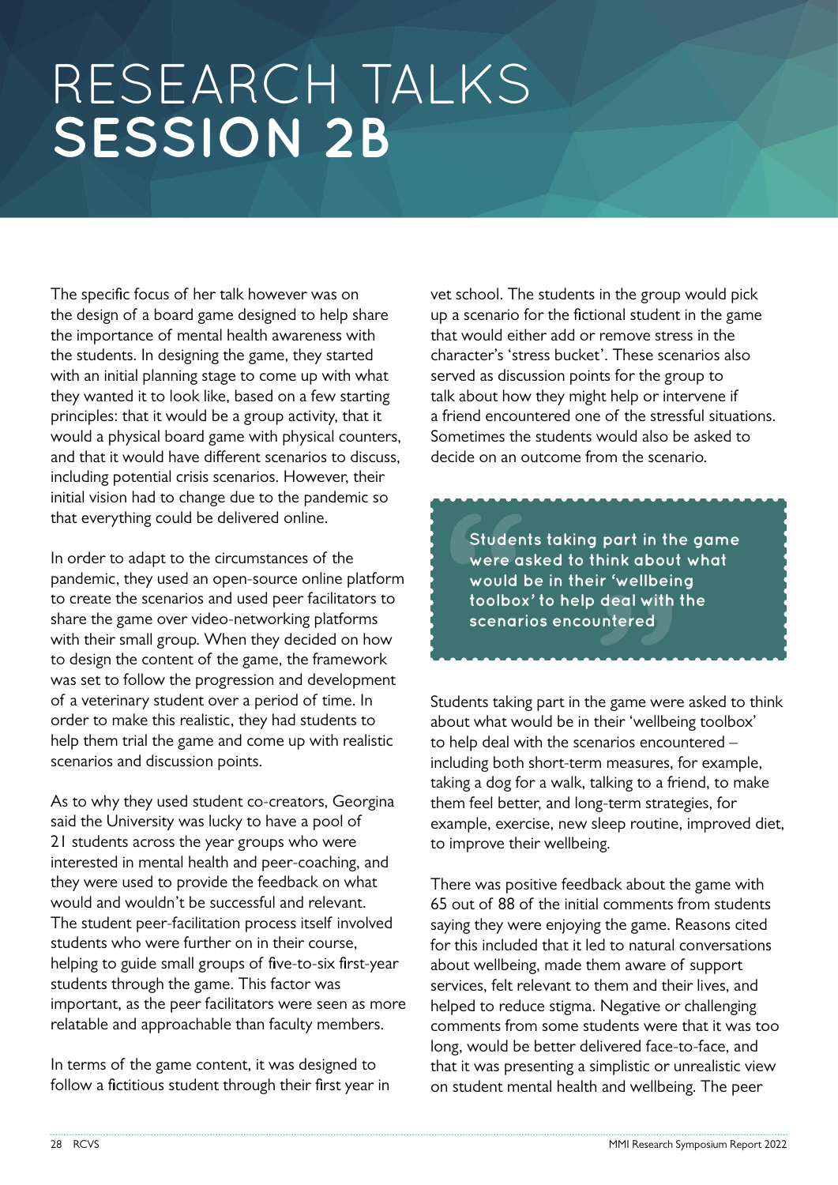# RESEARCH TALKS **SESSION 2B**

The specific focus of her talk however was on the design of a board game designed to help share the importance of mental health awareness with the students. In designing the game, they started with an initial planning stage to come up with what they wanted it to look like, based on a few starting principles: that it would be a group activity, that it would a physical board game with physical counters, and that it would have different scenarios to discuss, including potential crisis scenarios. However, their initial vision had to change due to the pandemic so that everything could be delivered online.

In order to adapt to the circumstances of the pandemic, they used an open-source online platform to create the scenarios and used peer facilitators to share the game over video-networking platforms with their small group. When they decided on how to design the content of the game, the framework was set to follow the progression and development of a veterinary student over a period of time. In order to make this realistic, they had students to help them trial the game and come up with realistic scenarios and discussion points.

As to why they used student co-creators, Georgina said the University was lucky to have a pool of 21 students across the year groups who were interested in mental health and peer-coaching, and they were used to provide the feedback on what would and wouldn't be successful and relevant. The student peer-facilitation process itself involved students who were further on in their course, helping to guide small groups of five-to-six first-year students through the game. This factor was important, as the peer facilitators were seen as more relatable and approachable than faculty members.

In terms of the game content, it was designed to follow a fictitious student through their first year in vet school. The students in the group would pick up a scenario for the fictional student in the game that would either add or remove stress in the character's 'stress bucket'. These scenarios also served as discussion points for the group to talk about how they might help or intervene if a friend encountered one of the stressful situations. Sometimes the students would also be asked to decide on an outcome from the scenario.

> **Students taking part in the game were asked to think about what would be in their 'wellbeing toolbox' to help deal with the scenarios encountered**

Students taking part in the game were asked to think about what would be in their 'wellbeing toolbox' to help deal with the scenarios encountered – including both short-term measures, for example, taking a dog for a walk, talking to a friend, to make them feel better, and long-term strategies, for example, exercise, new sleep routine, improved diet, to improve their wellbeing.

There was positive feedback about the game with 65 out of 88 of the initial comments from students saying they were enjoying the game. Reasons cited for this included that it led to natural conversations about wellbeing, made them aware of support services, felt relevant to them and their lives, and helped to reduce stigma. Negative or challenging comments from some students were that it was too long, would be better delivered face-to-face, and that it was presenting a simplistic or unrealistic view on student mental health and wellbeing. The peer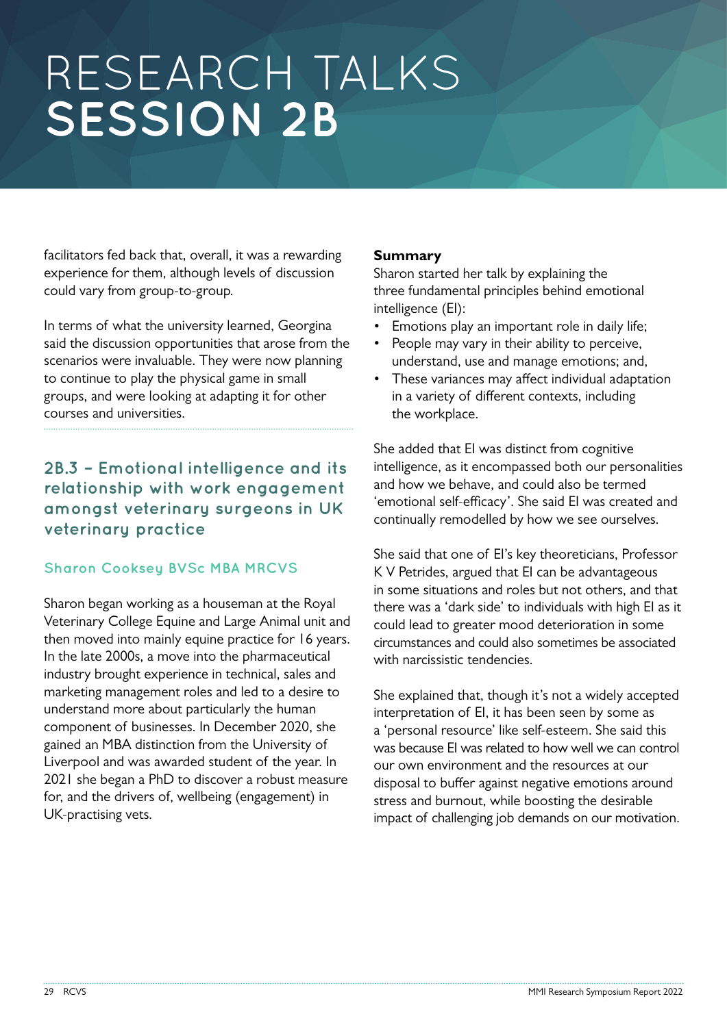# RESEARCH TALKS SESSION 2B

facilitators fed back that, overall, it was a rewarding experience for them, although levels of discussion could vary from group-to-group.

In terms of what the university learned, Georgina said the discussion opportunities that arose from the scenarios were invaluable. They were now planning to continue to play the physical game in small groups, and were looking at adapting it for other courses and universities.

## 2B.3 – Emotional intelligence and its relationship with work engagement amongst veterinary surgeons in UK veterinary practice

### Sharon Cooksey BVSc MBA MRCVS

Sharon began working as a houseman at the Royal Veterinary College Equine and Large Animal unit and then moved into mainly equine practice for 16 years. In the late 2000s, a move into the pharmaceutical industry brought experience in technical, sales and marketing management roles and led to a desire to understand more about particularly the human component of businesses. In December 2020, she gained an MBA distinction from the University of Liverpool and was awarded student of the year. In 2021 she began a PhD to discover a robust measure for, and the drivers of, wellbeing (engagement) in UK-practising vets.

**Summary**

Sharon started her talk by explaining the three fundamental principles behind emotional intelligence (EI):

- Emotions play an important role in daily life;
- People may vary in their ability to perceive, understand, use and manage emotions; and,
- These variances may affect individual adaptation in a variety of different contexts, including the workplace.

She added that EI was distinct from cognitive intelligence, as it encompassed both our personalities and how we behave, and could also be termed 'emotional self-efficacy'. She said EI was created and continually remodelled by how we see ourselves.

She said that one of EI's key theoreticians, Professor K V Petrides, argued that EI can be advantageous in some situations and roles but not others, and that there was a 'dark side' to individuals with high EI as it could lead to greater mood deterioration in some circumstances and could also sometimes be associated with narcissistic tendencies.

She explained that, though it's not a widely accepted interpretation of EI, it has been seen by some as a 'personal resource' like self-esteem. She said this was because EI was related to how well we can control our own environment and the resources at our disposal to buffer against negative emotions around stress and burnout, while boosting the desirable impact of challenging job demands on our motivation.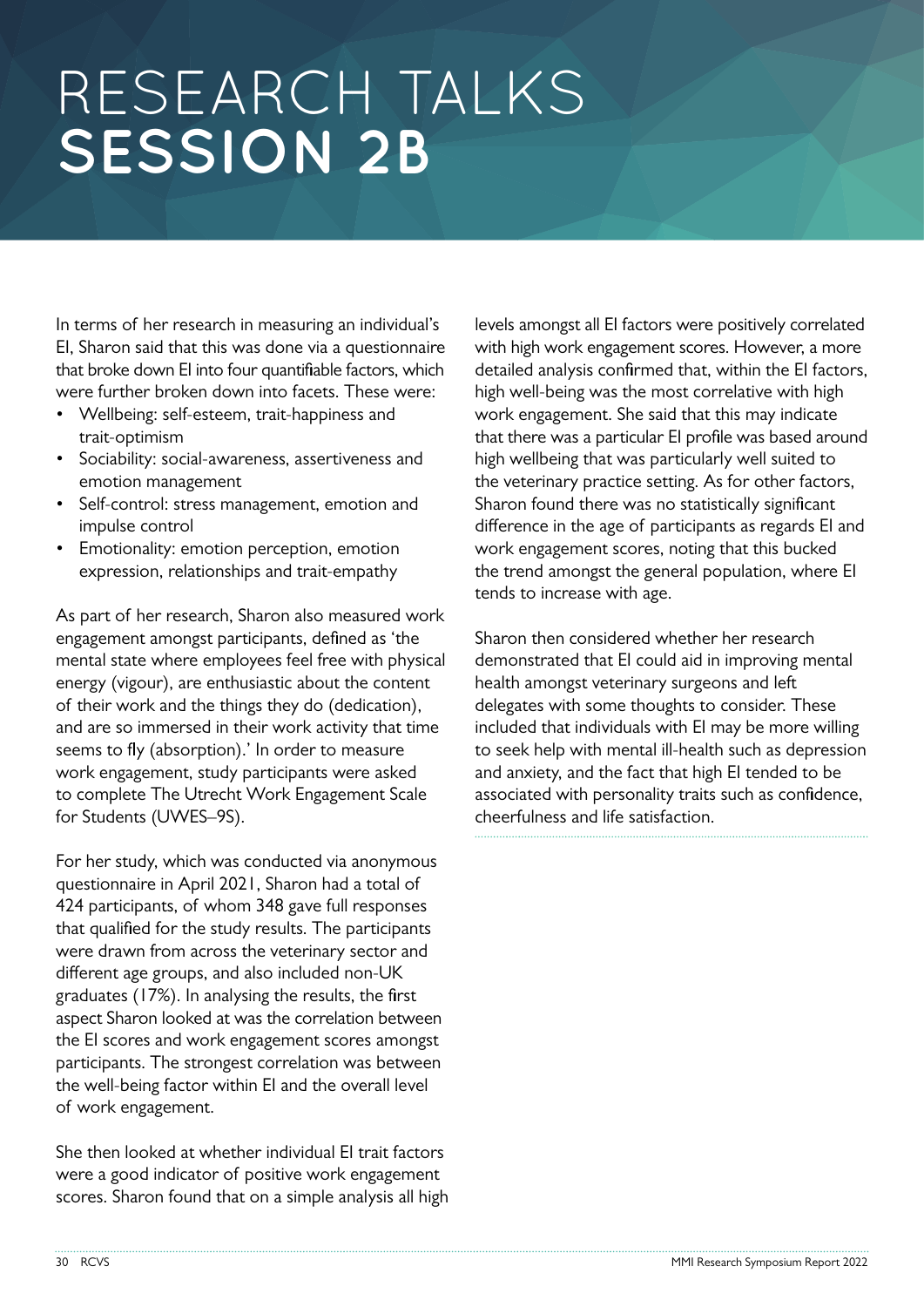# RESEARCH TALKS
# SESSION 2B

In terms of her research in measuring an individual's EI, Sharon said that this was done via a questionnaire that broke down EI into four quantifiable factors, which were further broken down into facets. These were:

- Wellbeing: self-esteem, trait-happiness and trait-optimism
- Sociability: social-awareness, assertiveness and emotion management
- Self-control: stress management, emotion and impulse control
- Emotionality: emotion perception, emotion expression, relationships and trait-empathy

As part of her research, Sharon also measured work engagement amongst participants, defined as 'the mental state where employees feel free with physical energy (vigour), are enthusiastic about the content of their work and the things they do (dedication), and are so immersed in their work activity that time seems to fly (absorption).' In order to measure work engagement, study participants were asked to complete The Utrecht Work Engagement Scale for Students (UWES–9S).

For her study, which was conducted via anonymous questionnaire in April 2021, Sharon had a total of 424 participants, of whom 348 gave full responses that qualified for the study results. The participants were drawn from across the veterinary sector and different age groups, and also included non-UK graduates (17%). In analysing the results, the first aspect Sharon looked at was the correlation between the EI scores and work engagement scores amongst participants. The strongest correlation was between the well-being factor within EI and the overall level of work engagement.

She then looked at whether individual EI trait factors were a good indicator of positive work engagement scores. Sharon found that on a simple analysis all high levels amongst all EI factors were positively correlated with high work engagement scores. However, a more detailed analysis confirmed that, within the EI factors, high well-being was the most correlative with high work engagement. She said that this may indicate that there was a particular EI profile was based around high wellbeing that was particularly well suited to the veterinary practice setting. As for other factors, Sharon found there was no statistically significant difference in the age of participants as regards EI and work engagement scores, noting that this bucked the trend amongst the general population, where EI tends to increase with age.

Sharon then considered whether her research demonstrated that EI could aid in improving mental health amongst veterinary surgeons and left delegates with some thoughts to consider. These included that individuals with EI may be more willing to seek help with mental ill-health such as depression and anxiety, and the fact that high EI tended to be associated with personality traits such as confidence, cheerfulness and life satisfaction.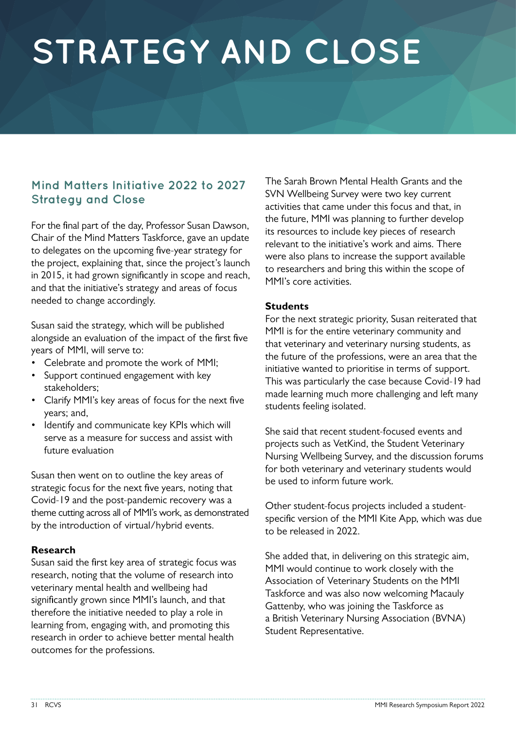# STRATEGY AND CLOSE

## Mind Matters Initiative 2022 to 2027 Strategy and Close

For the final part of the day, Professor Susan Dawson, Chair of the Mind Matters Taskforce, gave an update to delegates on the upcoming five-year strategy for the project, explaining that, since the project's launch in 2015, it had grown significantly in scope and reach, and that the initiative's strategy and areas of focus needed to change accordingly.

Susan said the strategy, which will be published alongside an evaluation of the impact of the first five years of MMI, will serve to:

- Celebrate and promote the work of MMI;
- Support continued engagement with key stakeholders;
- Clarify MMI's key areas of focus for the next five years; and,
- Identify and communicate key KPIs which will serve as a measure for success and assist with future evaluation

Susan then went on to outline the key areas of strategic focus for the next five years, noting that Covid-19 and the post-pandemic recovery was a theme cutting across all of MMI's work, as demonstrated by the introduction of virtual/hybrid events.

**Research**

Susan said the first key area of strategic focus was research, noting that the volume of research into veterinary mental health and wellbeing had significantly grown since MMI's launch, and that therefore the initiative needed to play a role in learning from, engaging with, and promoting this research in order to achieve better mental health outcomes for the professions.

The Sarah Brown Mental Health Grants and the SVN Wellbeing Survey were two key current activities that came under this focus and that, in the future, MMI was planning to further develop its resources to include key pieces of research relevant to the initiative's work and aims. There were also plans to increase the support available to researchers and bring this within the scope of MMI's core activities.

**Students**

For the next strategic priority, Susan reiterated that MMI is for the entire veterinary community and that veterinary and veterinary nursing students, as the future of the professions, were an area that the initiative wanted to prioritise in terms of support. This was particularly the case because Covid-19 had made learning much more challenging and left many students feeling isolated.

She said that recent student-focused events and projects such as VetKind, the Student Veterinary Nursing Wellbeing Survey, and the discussion forums for both veterinary and veterinary students would be used to inform future work.

Other student-focus projects included a student-specific version of the MMI Kite App, which was due to be released in 2022.

She added that, in delivering on this strategic aim, MMI would continue to work closely with the Association of Veterinary Students on the MMI Taskforce and was also now welcoming Macauly Gattenby, who was joining the Taskforce as a British Veterinary Nursing Association (BVNA) Student Representative.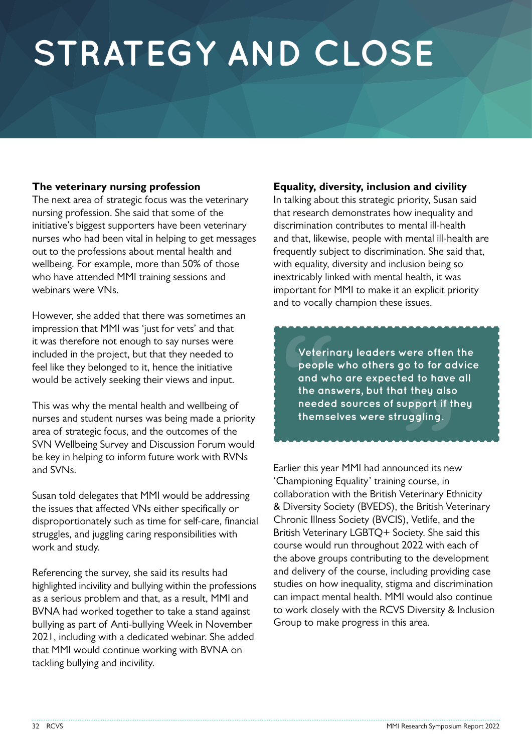# STRATEGY AND CLOSE

**The veterinary nursing profession**

The next area of strategic focus was the veterinary nursing profession. She said that some of the initiative's biggest supporters have been veterinary nurses who had been vital in helping to get messages out to the professions about mental health and wellbeing. For example, more than 50% of those who have attended MMI training sessions and webinars were VNs.

However, she added that there was sometimes an impression that MMI was 'just for vets' and that it was therefore not enough to say nurses were included in the project, but that they needed to feel like they belonged to it, hence the initiative would be actively seeking their views and input.

This was why the mental health and wellbeing of nurses and student nurses was being made a priority area of strategic focus, and the outcomes of the SVN Wellbeing Survey and Discussion Forum would be key in helping to inform future work with RVNs and SVNs.

Susan told delegates that MMI would be addressing the issues that affected VNs either specifically or disproportionately such as time for self-care, financial struggles, and juggling caring responsibilities with work and study.

Referencing the survey, she said its results had highlighted incivility and bullying within the professions as a serious problem and that, as a result, MMI and BVNA had worked together to take a stand against bullying as part of Anti-bullying Week in November 2021, including with a dedicated webinar. She added that MMI would continue working with BVNA on tackling bullying and incivility.

**Equality, diversity, inclusion and civility**

In talking about this strategic priority, Susan said that research demonstrates how inequality and discrimination contributes to mental ill-health and that, likewise, people with mental ill-health are frequently subject to discrimination. She said that, with equality, diversity and inclusion being so inextricably linked with mental health, it was important for MMI to make it an explicit priority and to vocally champion these issues.

> Veterinary leaders were often the people who others go to for advice and who are expected to have all the answers, but that they also needed sources of support if they themselves were struggling.

Earlier this year MMI had announced its new 'Championing Equality' training course, in collaboration with the British Veterinary Ethnicity & Diversity Society (BVEDS), the British Veterinary Chronic Illness Society (BVCIS), Vetlife, and the British Veterinary LGBTQ+ Society. She said this course would run throughout 2022 with each of the above groups contributing to the development and delivery of the course, including providing case studies on how inequality, stigma and discrimination can impact mental health. MMI would also continue to work closely with the RCVS Diversity & Inclusion Group to make progress in this area.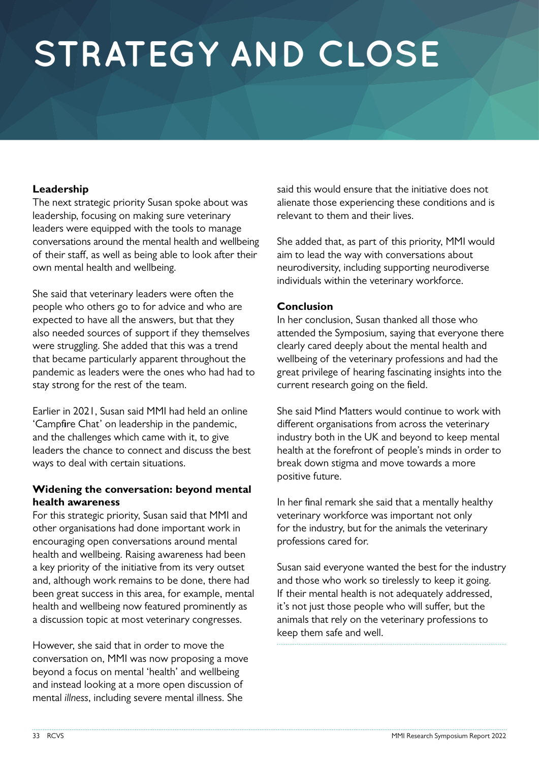# STRATEGY AND CLOSE

### Leadership

The next strategic priority Susan spoke about was leadership, focusing on making sure veterinary leaders were equipped with the tools to manage conversations around the mental health and wellbeing of their staff, as well as being able to look after their own mental health and wellbeing.

She said that veterinary leaders were often the people who others go to for advice and who are expected to have all the answers, but that they also needed sources of support if they themselves were struggling. She added that this was a trend that became particularly apparent throughout the pandemic as leaders were the ones who had had to stay strong for the rest of the team.

Earlier in 2021, Susan said MMI had held an online 'Campfire Chat' on leadership in the pandemic, and the challenges which came with it, to give leaders the chance to connect and discuss the best ways to deal with certain situations.

### Widening the conversation: beyond mental health awareness

For this strategic priority, Susan said that MMI and other organisations had done important work in encouraging open conversations around mental health and wellbeing. Raising awareness had been a key priority of the initiative from its very outset and, although work remains to be done, there had been great success in this area, for example, mental health and wellbeing now featured prominently as a discussion topic at most veterinary congresses.

However, she said that in order to move the conversation on, MMI was now proposing a move beyond a focus on mental 'health' and wellbeing and instead looking at a more open discussion of mental *illness*, including severe mental illness. She said this would ensure that the initiative does not alienate those experiencing these conditions and is relevant to them and their lives.

She added that, as part of this priority, MMI would aim to lead the way with conversations about neurodiversity, including supporting neurodiverse individuals within the veterinary workforce.

### Conclusion

In her conclusion, Susan thanked all those who attended the Symposium, saying that everyone there clearly cared deeply about the mental health and wellbeing of the veterinary professions and had the great privilege of hearing fascinating insights into the current research going on the field.

She said Mind Matters would continue to work with different organisations from across the veterinary industry both in the UK and beyond to keep mental health at the forefront of people's minds in order to break down stigma and move towards a more positive future.

In her final remark she said that a mentally healthy veterinary workforce was important not only for the industry, but for the animals the veterinary professions cared for.

Susan said everyone wanted the best for the industry and those who work so tirelessly to keep it going. If their mental health is not adequately addressed, it's not just those people who will suffer, but the animals that rely on the veterinary professions to keep them safe and well.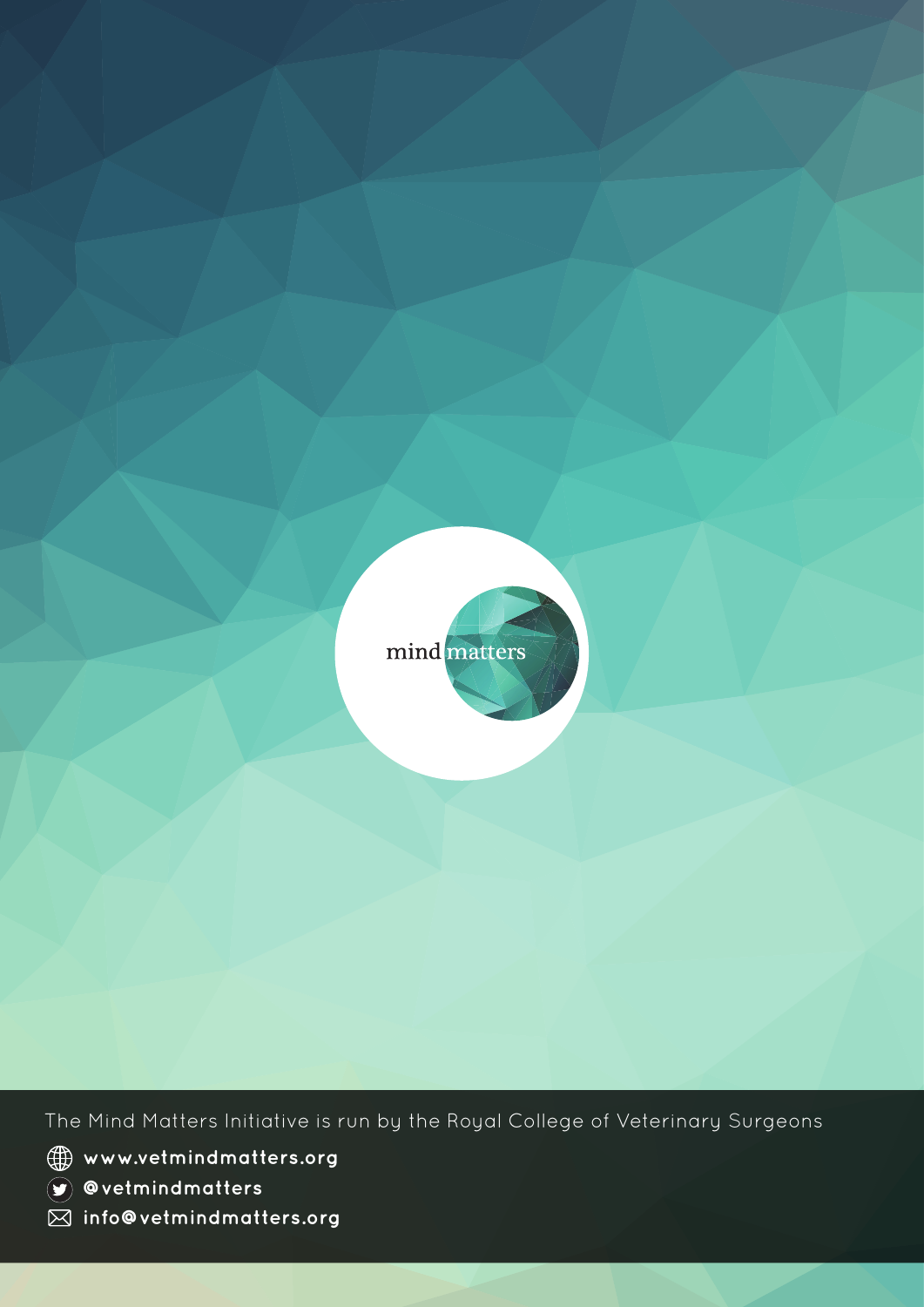mind matters

The Mind Matters Initiative is run by the Royal College of Veterinary Surgeons

**www.vetmindmatters.org**

**@vetmindmatters**

**info@vetmindmatters.org**